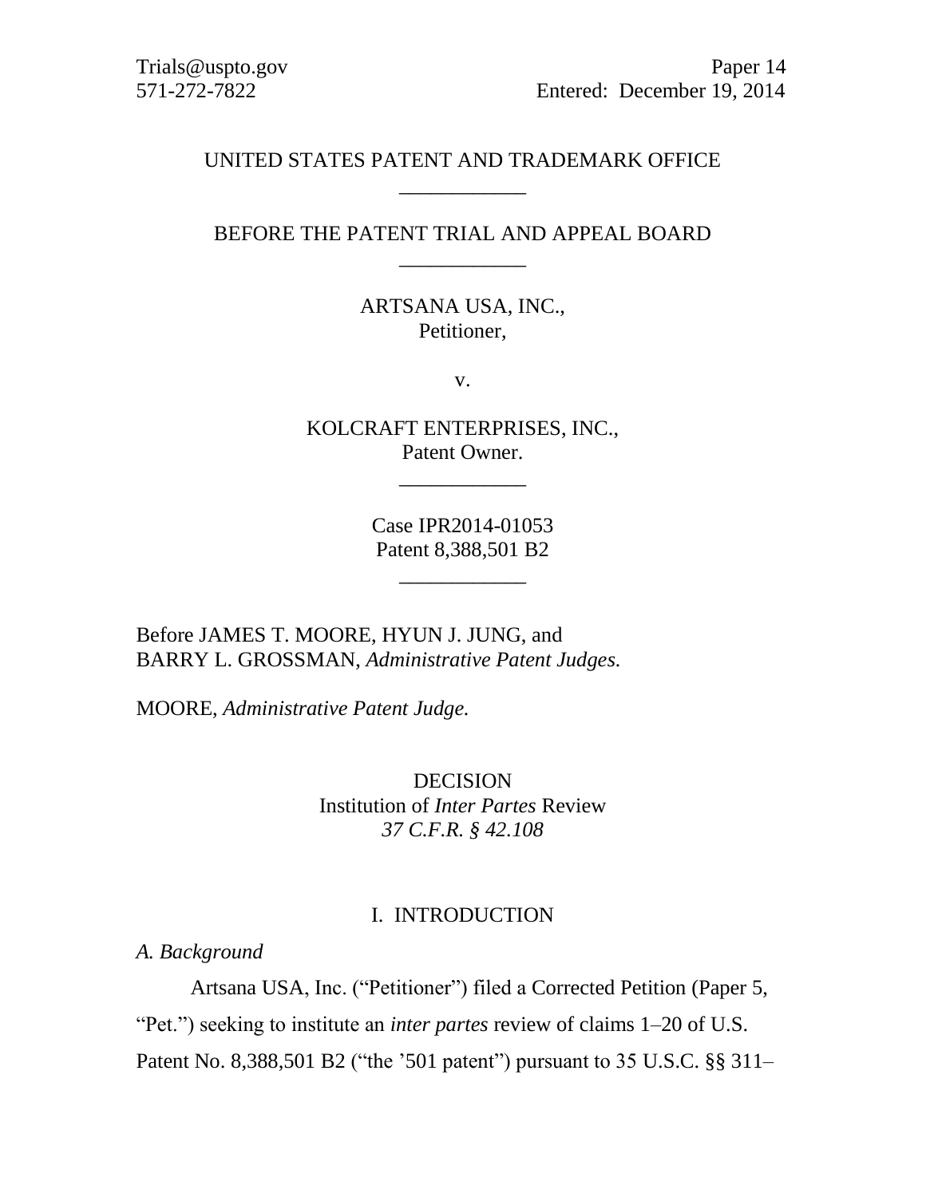Trials@uspto.gov
571-272-7822

Paper 14
Entered: December 19, 2014

UNITED STATES PATENT AND TRADEMARK OFFICE

---

BEFORE THE PATENT TRIAL AND APPEAL BOARD

---

ARTSANA USA, INC.,
Petitioner,

v.

KOLCRAFT ENTERPRISES, INC.,
Patent Owner.

---

Case IPR2014-01053
Patent 8,388,501 B2

---

Before JAMES T. MOORE, HYUN J. JUNG, and BARRY L. GROSSMAN, *Administrative Patent Judges.*

MOORE, *Administrative Patent Judge.*

DECISION
Institution of *Inter Partes* Review
*37 C.F.R. § 42.108*

# I. INTRODUCTION

*A. Background*

Artsana USA, Inc. ("Petitioner") filed a Corrected Petition (Paper 5, "Pet.") seeking to institute an *inter partes* review of claims 1–20 of U.S. Patent No. 8,388,501 B2 ("the '501 patent") pursuant to 35 U.S.C. §§ 311–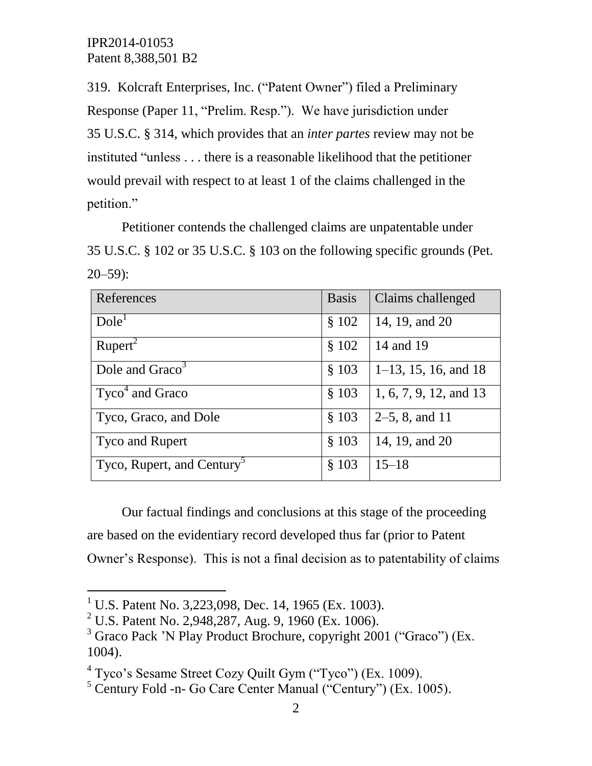319. Kolcraft Enterprises, Inc. ("Patent Owner") filed a Preliminary Response (Paper 11, "Prelim. Resp."). We have jurisdiction under 35 U.S.C. § 314, which provides that an *inter partes* review may not be instituted "unless . . . there is a reasonable likelihood that the petitioner would prevail with respect to at least 1 of the claims challenged in the petition."

Petitioner contends the challenged claims are unpatentable under 35 U.S.C. § 102 or 35 U.S.C. § 103 on the following specific grounds (Pet. 20–59):

| References | Basis | Claims challenged |
|---|---|---|
| Dole[1] | § 102 | 14, 19, and 20 |
| Rupert[2] | § 102 | 14 and 19 |
| Dole and Graco[3] | § 103 | 1–13, 15, 16, and 18 |
| Tyco[4] and Graco | § 103 | 1, 6, 7, 9, 12, and 13 |
| Tyco, Graco, and Dole | § 103 | 2–5, 8, and 11 |
| Tyco and Rupert | § 103 | 14, 19, and 20 |
| Tyco, Rupert, and Century[5] | § 103 | 15–18 |

Our factual findings and conclusions at this stage of the proceeding are based on the evidentiary record developed thus far (prior to Patent Owner's Response). This is not a final decision as to patentability of claims

[1] U.S. Patent No. 3,223,098, Dec. 14, 1965 (Ex. 1003).
[2] U.S. Patent No. 2,948,287, Aug. 9, 1960 (Ex. 1006).
[3] Graco Pack 'N Play Product Brochure, copyright 2001 ("Graco") (Ex. 1004).
[4] Tyco's Sesame Street Cozy Quilt Gym ("Tyco") (Ex. 1009).
[5] Century Fold -n- Go Care Center Manual ("Century") (Ex. 1005).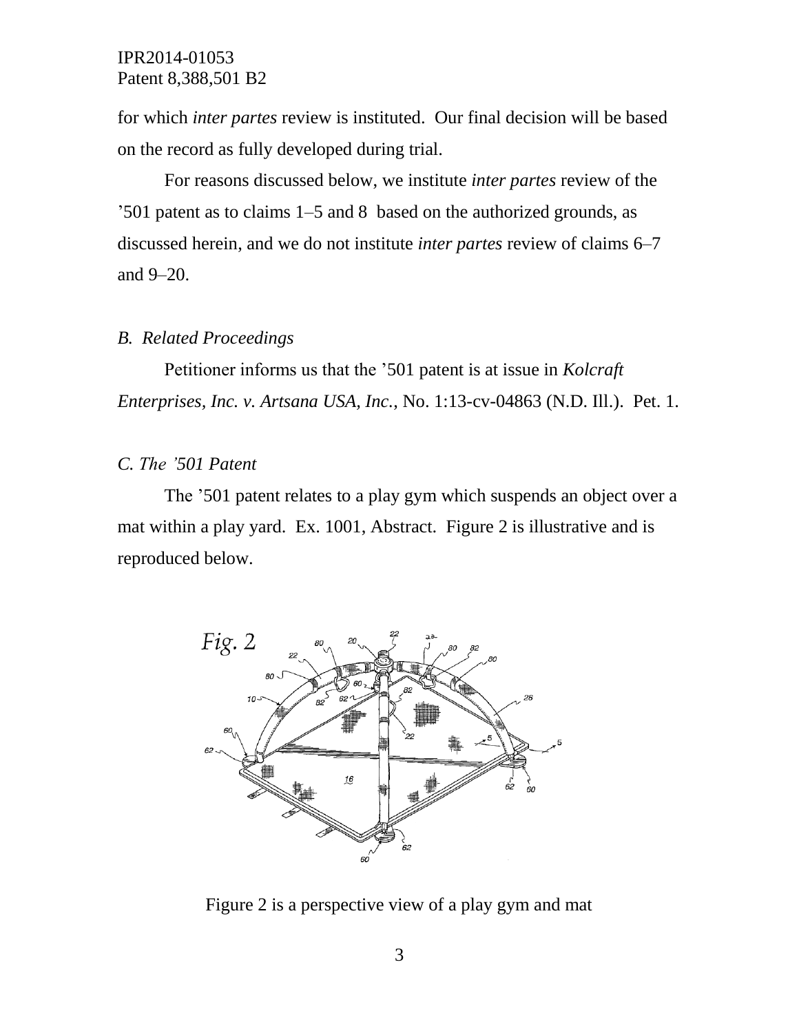for which *inter partes* review is instituted. Our final decision will be based on the record as fully developed during trial.

For reasons discussed below, we institute *inter partes* review of the ’501 patent as to claims 1–5 and 8 based on the authorized grounds, as discussed herein, and we do not institute *inter partes* review of claims 6–7 and 9–20.

*B. Related Proceedings*

Petitioner informs us that the ’501 patent is at issue in *Kolcraft Enterprises, Inc. v. Artsana USA, Inc.*, No. 1:13-cv-04863 (N.D. Ill.). Pet. 1.

*C. The ’501 Patent*

The ’501 patent relates to a play gym which suspends an object over a mat within a play yard. Ex. 1001, Abstract. Figure 2 is illustrative and is reproduced below.

Fig. 2

Figure 2 is a perspective view of a play gym and mat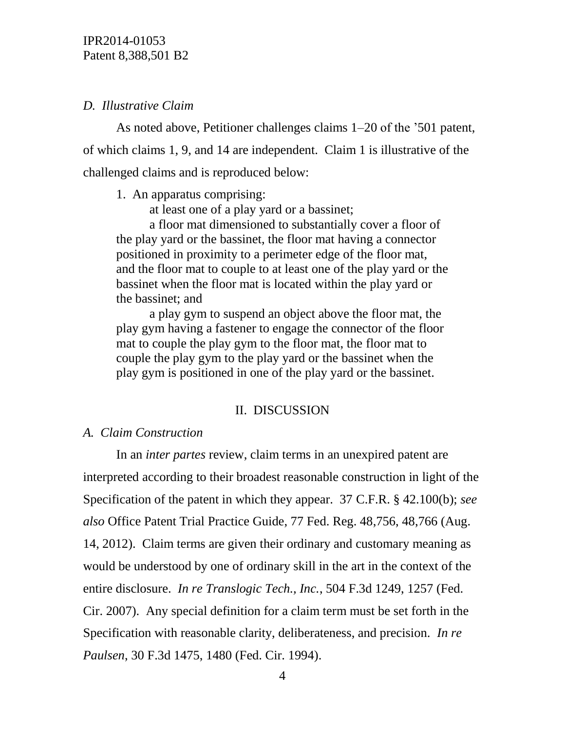*D. Illustrative Claim*

As noted above, Petitioner challenges claims 1–20 of the ’501 patent, of which claims 1, 9, and 14 are independent. Claim 1 is illustrative of the challenged claims and is reproduced below:

> 1. An apparatus comprising:
>
> at least one of a play yard or a bassinet;
>
> a floor mat dimensioned to substantially cover a floor of the play yard or the bassinet, the floor mat having a connector positioned in proximity to a perimeter edge of the floor mat, and the floor mat to couple to at least one of the play yard or the bassinet when the floor mat is located within the play yard or the bassinet; and
>
> a play gym to suspend an object above the floor mat, the play gym having a fastener to engage the connector of the floor mat to couple the play gym to the floor mat, the floor mat to couple the play gym to the play yard or the bassinet when the play gym is positioned in one of the play yard or the bassinet.

## II. DISCUSSION

*A. Claim Construction*

In an *inter partes* review, claim terms in an unexpired patent are interpreted according to their broadest reasonable construction in light of the Specification of the patent in which they appear. 37 C.F.R. § 42.100(b); *see also* Office Patent Trial Practice Guide, 77 Fed. Reg. 48,756, 48,766 (Aug. 14, 2012). Claim terms are given their ordinary and customary meaning as would be understood by one of ordinary skill in the art in the context of the entire disclosure. *In re Translogic Tech., Inc.*, 504 F.3d 1249, 1257 (Fed. Cir. 2007). Any special definition for a claim term must be set forth in the Specification with reasonable clarity, deliberateness, and precision. *In re Paulsen*, 30 F.3d 1475, 1480 (Fed. Cir. 1994).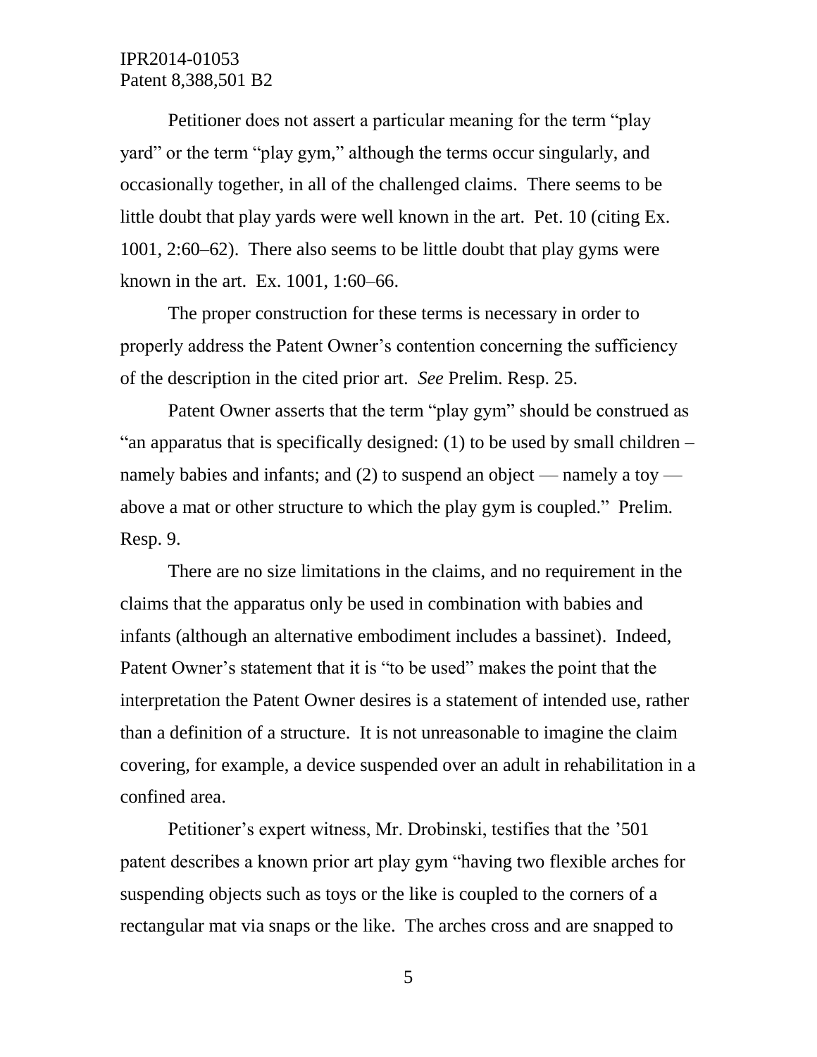Petitioner does not assert a particular meaning for the term "play yard" or the term "play gym," although the terms occur singularly, and occasionally together, in all of the challenged claims. There seems to be little doubt that play yards were well known in the art. Pet. 10 (citing Ex. 1001, 2:60–62). There also seems to be little doubt that play gyms were known in the art. Ex. 1001, 1:60–66.

The proper construction for these terms is necessary in order to properly address the Patent Owner's contention concerning the sufficiency of the description in the cited prior art. *See* Prelim. Resp. 25.

Patent Owner asserts that the term "play gym" should be construed as "an apparatus that is specifically designed: (1) to be used by small children – namely babies and infants; and (2) to suspend an object — namely a toy — above a mat or other structure to which the play gym is coupled." Prelim. Resp. 9.

There are no size limitations in the claims, and no requirement in the claims that the apparatus only be used in combination with babies and infants (although an alternative embodiment includes a bassinet). Indeed, Patent Owner's statement that it is "to be used" makes the point that the interpretation the Patent Owner desires is a statement of intended use, rather than a definition of a structure. It is not unreasonable to imagine the claim covering, for example, a device suspended over an adult in rehabilitation in a confined area.

Petitioner's expert witness, Mr. Drobinski, testifies that the '501 patent describes a known prior art play gym "having two flexible arches for suspending objects such as toys or the like is coupled to the corners of a rectangular mat via snaps or the like. The arches cross and are snapped to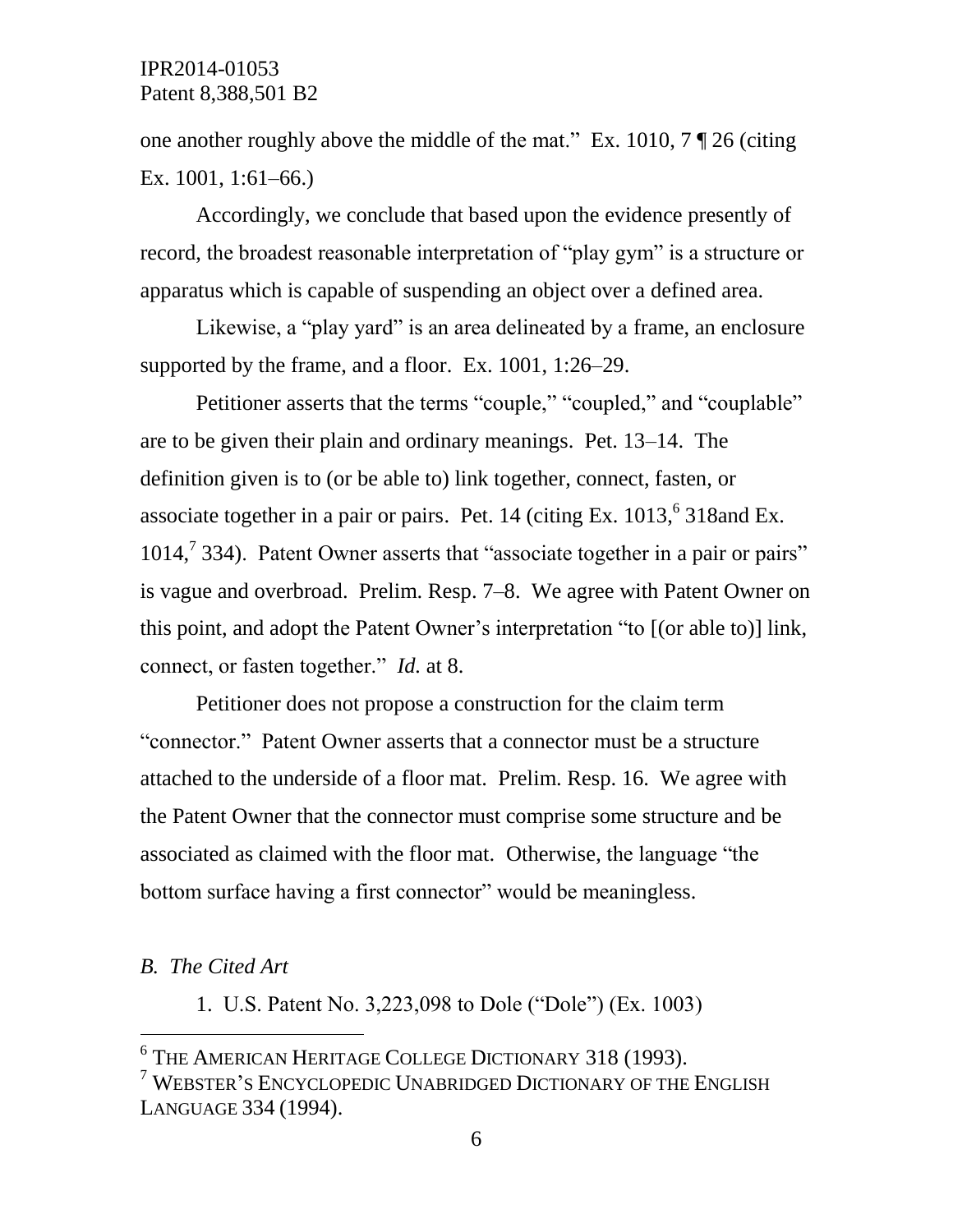one another roughly above the middle of the mat." Ex. 1010, 7 ¶ 26 (citing Ex. 1001, 1:61–66.)

Accordingly, we conclude that based upon the evidence presently of record, the broadest reasonable interpretation of "play gym" is a structure or apparatus which is capable of suspending an object over a defined area.

Likewise, a "play yard" is an area delineated by a frame, an enclosure supported by the frame, and a floor. Ex. 1001, 1:26–29.

Petitioner asserts that the terms "couple," "coupled," and "couplable" are to be given their plain and ordinary meanings. Pet. 13–14. The definition given is to (or be able to) link together, connect, fasten, or associate together in a pair or pairs. Pet. 14 (citing Ex. 1013,[6] 318and Ex. 1014,[7] 334). Patent Owner asserts that "associate together in a pair or pairs" is vague and overbroad. Prelim. Resp. 7–8. We agree with Patent Owner on this point, and adopt the Patent Owner's interpretation "to [(or able to)] link, connect, or fasten together." *Id.* at 8.

Petitioner does not propose a construction for the claim term "connector." Patent Owner asserts that a connector must be a structure attached to the underside of a floor mat. Prelim. Resp. 16. We agree with the Patent Owner that the connector must comprise some structure and be associated as claimed with the floor mat. Otherwise, the language "the bottom surface having a first connector" would be meaningless.

### *B. The Cited Art*

1. U.S. Patent No. 3,223,098 to Dole ("Dole") (Ex. 1003)

---

[6] THE AMERICAN HERITAGE COLLEGE DICTIONARY 318 (1993).

[7] WEBSTER'S ENCYCLOPEDIC UNABRIDGED DICTIONARY OF THE ENGLISH LANGUAGE 334 (1994).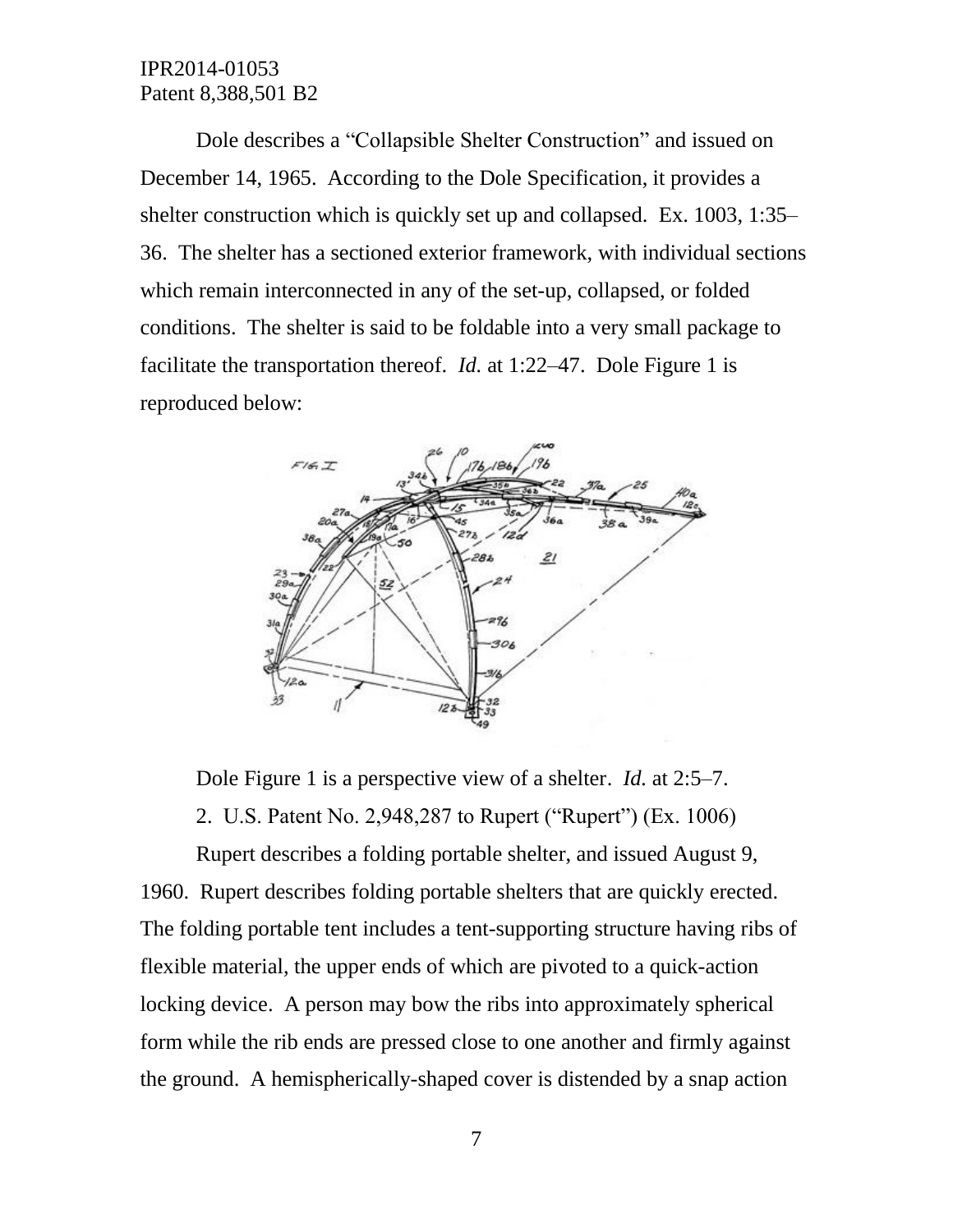Dole describes a "Collapsible Shelter Construction" and issued on December 14, 1965. According to the Dole Specification, it provides a shelter construction which is quickly set up and collapsed. Ex. 1003, 1:35–36. The shelter has a sectioned exterior framework, with individual sections which remain interconnected in any of the set-up, collapsed, or folded conditions. The shelter is said to be foldable into a very small package to facilitate the transportation thereof. *Id.* at 1:22–47. Dole Figure 1 is reproduced below:

Dole Figure 1 is a perspective view of a shelter. *Id.* at 2:5–7.

2. U.S. Patent No. 2,948,287 to Rupert ("Rupert") (Ex. 1006)

Rupert describes a folding portable shelter, and issued August 9, 1960. Rupert describes folding portable shelters that are quickly erected. The folding portable tent includes a tent-supporting structure having ribs of flexible material, the upper ends of which are pivoted to a quick-action locking device. A person may bow the ribs into approximately spherical form while the rib ends are pressed close to one another and firmly against the ground. A hemispherically-shaped cover is distended by a snap action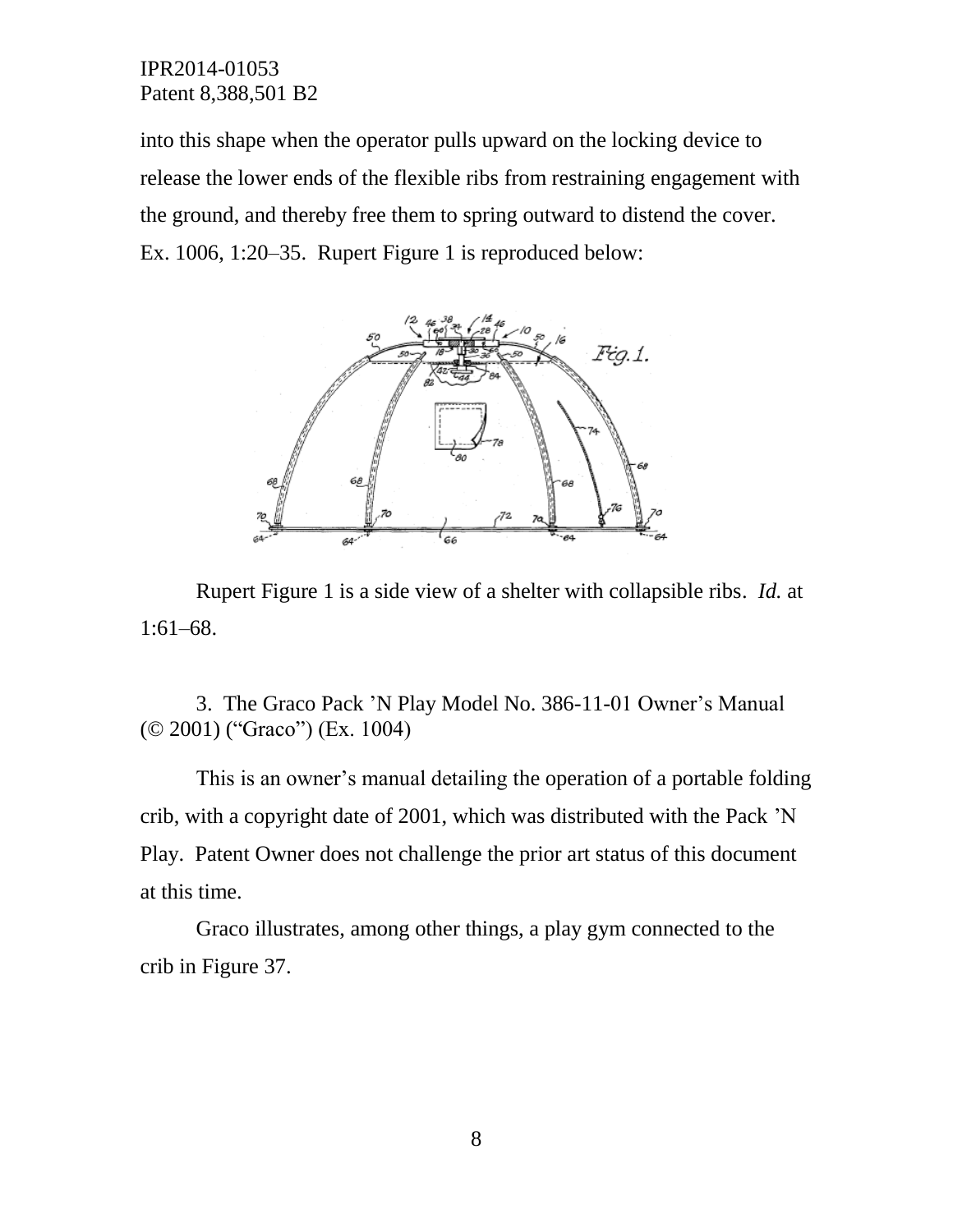into this shape when the operator pulls upward on the locking device to release the lower ends of the flexible ribs from restraining engagement with the ground, and thereby free them to spring outward to distend the cover. Ex. 1006, 1:20–35. Rupert Figure 1 is reproduced below:

Rupert Figure 1 is a side view of a shelter with collapsible ribs. *Id.* at 1:61–68.

3. The Graco Pack 'N Play Model No. 386-11-01 Owner's Manual (© 2001) ("Graco") (Ex. 1004)

This is an owner's manual detailing the operation of a portable folding crib, with a copyright date of 2001, which was distributed with the Pack 'N Play. Patent Owner does not challenge the prior art status of this document at this time.

Graco illustrates, among other things, a play gym connected to the crib in Figure 37.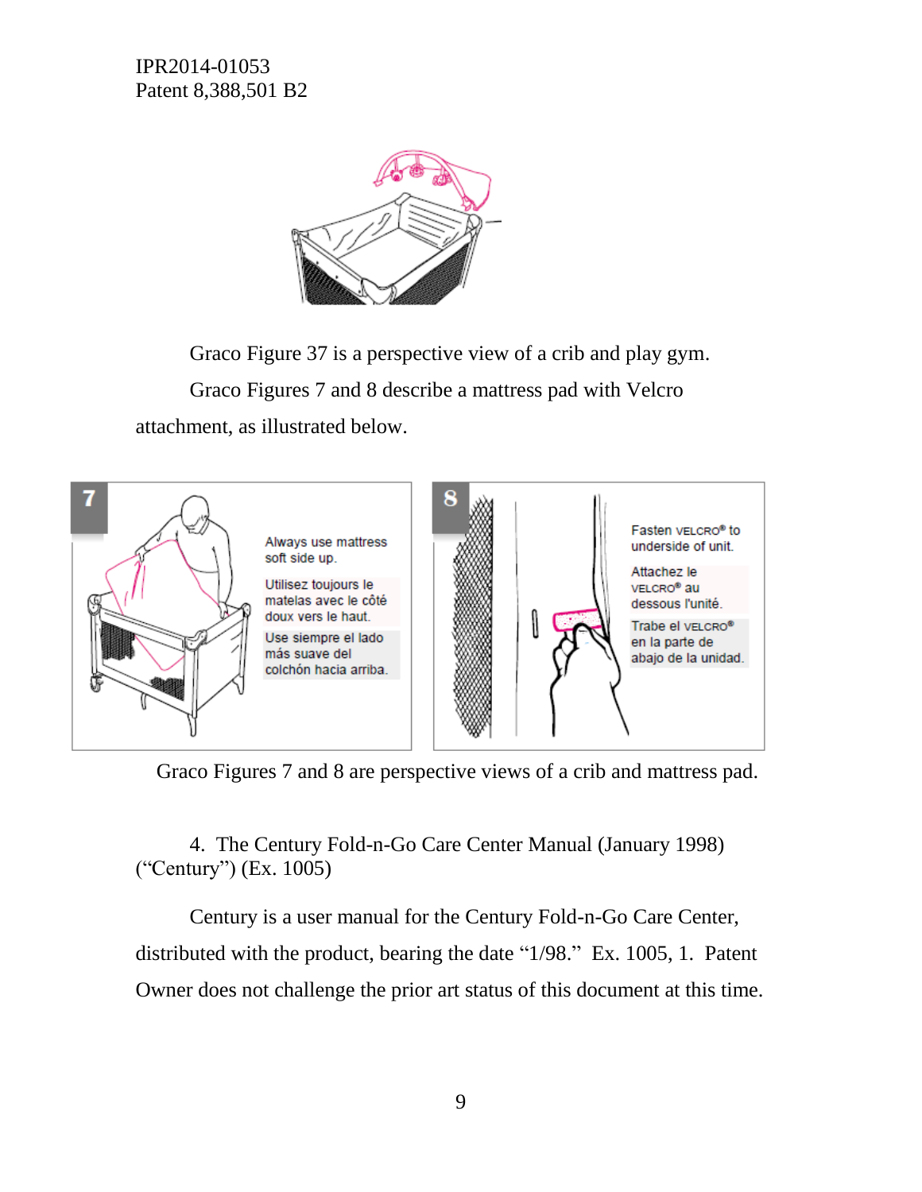Graco Figure 37 is a perspective view of a crib and play gym.

Graco Figures 7 and 8 describe a mattress pad with Velcro attachment, as illustrated below.

7

Always use mattress soft side up.

Utilisez toujours le matelas avec le côté doux vers le haut.

Use siempre el lado más suave del colchón hacia arriba.

8

Fasten VELCRO® to underside of unit.

Attachez le VELCRO® au dessous l'unité.

Trabe el VELCRO® en la parte de abajo de la unidad.

Graco Figures 7 and 8 are perspective views of a crib and mattress pad.

4. The Century Fold-n-Go Care Center Manual (January 1998) ("Century") (Ex. 1005)

Century is a user manual for the Century Fold-n-Go Care Center, distributed with the product, bearing the date "1/98." Ex. 1005, 1. Patent Owner does not challenge the prior art status of this document at this time.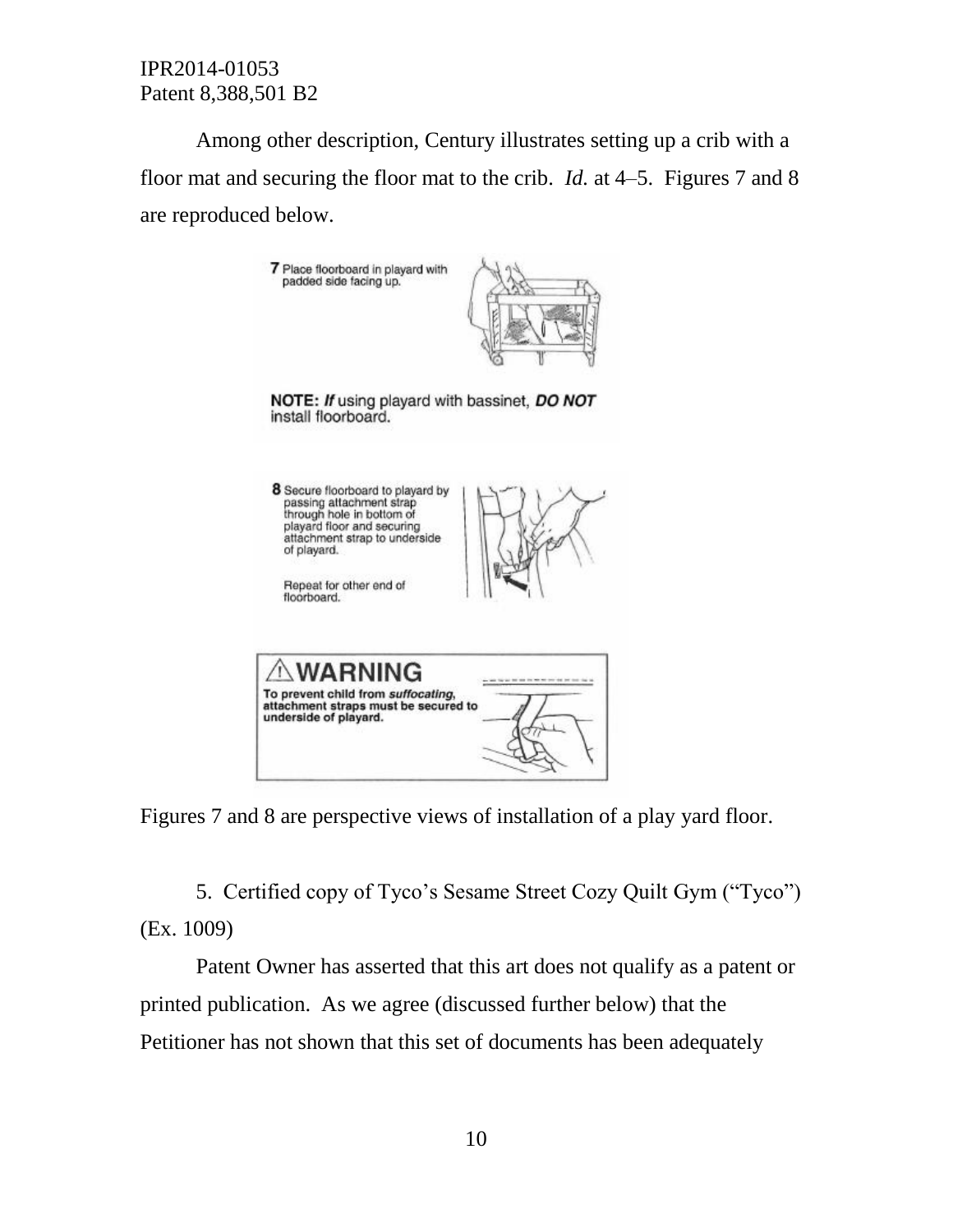Among other description, Century illustrates setting up a crib with a floor mat and securing the floor mat to the crib. *Id.* at 4–5. Figures 7 and 8 are reproduced below.

7 Place floorboard in playard with padded side facing up.

NOTE: *If* using playard with bassinet, ***DO NOT*** install floorboard.

8 Secure floorboard to playard by passing attachment strap through hole in bottom of playard floor and securing attachment strap to underside of playard.

Repeat for other end of floorboard.

**⚠WARNING**
**To prevent child from *suffocating*, attachment straps must be secured to underside of playard.**

Figures 7 and 8 are perspective views of installation of a play yard floor.

5. Certified copy of Tyco's Sesame Street Cozy Quilt Gym ("Tyco") (Ex. 1009)

Patent Owner has asserted that this art does not qualify as a patent or printed publication. As we agree (discussed further below) that the Petitioner has not shown that this set of documents has been adequately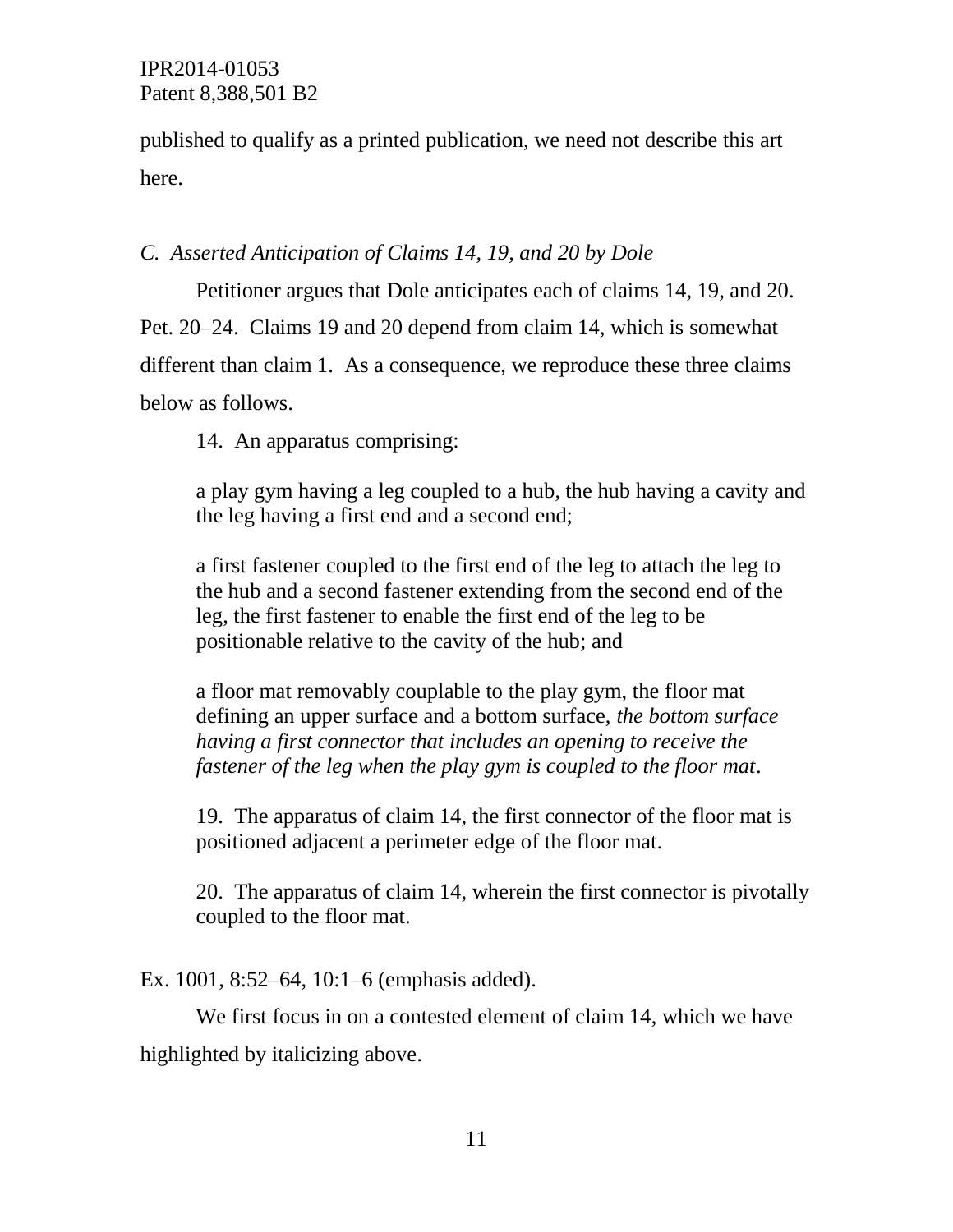published to qualify as a printed publication, we need not describe this art here.

*C. Asserted Anticipation of Claims 14, 19, and 20 by Dole*

Petitioner argues that Dole anticipates each of claims 14, 19, and 20. Pet. 20–24. Claims 19 and 20 depend from claim 14, which is somewhat different than claim 1. As a consequence, we reproduce these three claims below as follows.

> 14. An apparatus comprising:
>
> a play gym having a leg coupled to a hub, the hub having a cavity and the leg having a first end and a second end;
>
> a first fastener coupled to the first end of the leg to attach the leg to the hub and a second fastener extending from the second end of the leg, the first fastener to enable the first end of the leg to be positionable relative to the cavity of the hub; and
>
> a floor mat removably couplable to the play gym, the floor mat defining an upper surface and a bottom surface, *the bottom surface having a first connector that includes an opening to receive the fastener of the leg when the play gym is coupled to the floor mat*.
>
> 19. The apparatus of claim 14, the first connector of the floor mat is positioned adjacent a perimeter edge of the floor mat.
>
> 20. The apparatus of claim 14, wherein the first connector is pivotally coupled to the floor mat.

Ex. 1001, 8:52–64, 10:1–6 (emphasis added).

We first focus in on a contested element of claim 14, which we have highlighted by italicizing above.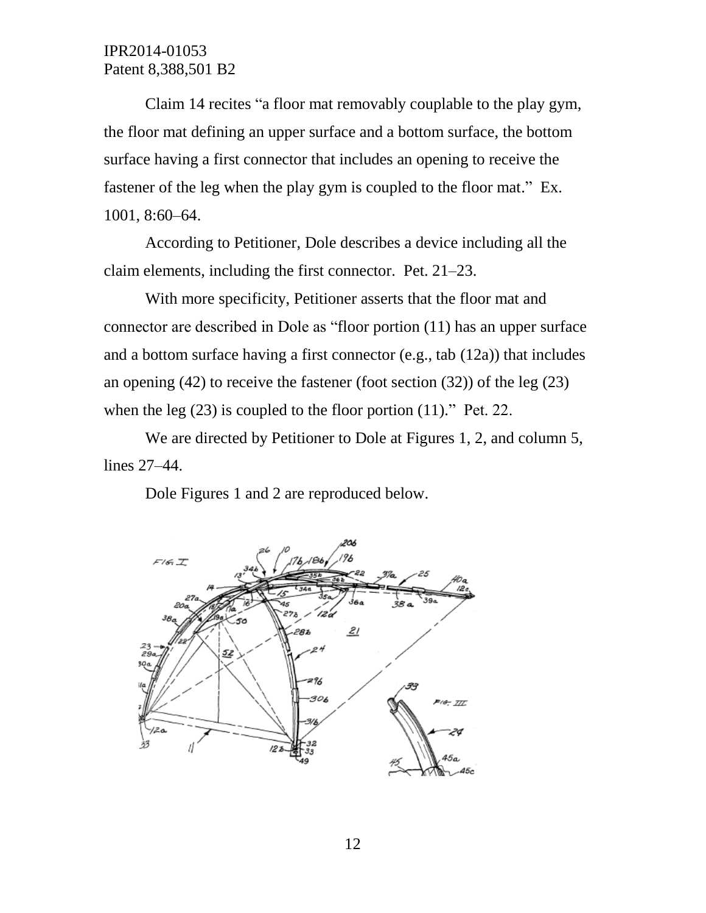Claim 14 recites "a floor mat removably couplable to the play gym, the floor mat defining an upper surface and a bottom surface, the bottom surface having a first connector that includes an opening to receive the fastener of the leg when the play gym is coupled to the floor mat." Ex. 1001, 8:60–64.

According to Petitioner, Dole describes a device including all the claim elements, including the first connector. Pet. 21–23.

With more specificity, Petitioner asserts that the floor mat and connector are described in Dole as "floor portion (11) has an upper surface and a bottom surface having a first connector (e.g., tab (12a)) that includes an opening (42) to receive the fastener (foot section (32)) of the leg (23) when the leg (23) is coupled to the floor portion (11)." Pet. 22.

We are directed by Petitioner to Dole at Figures 1, 2, and column 5, lines 27–44.

Dole Figures 1 and 2 are reproduced below.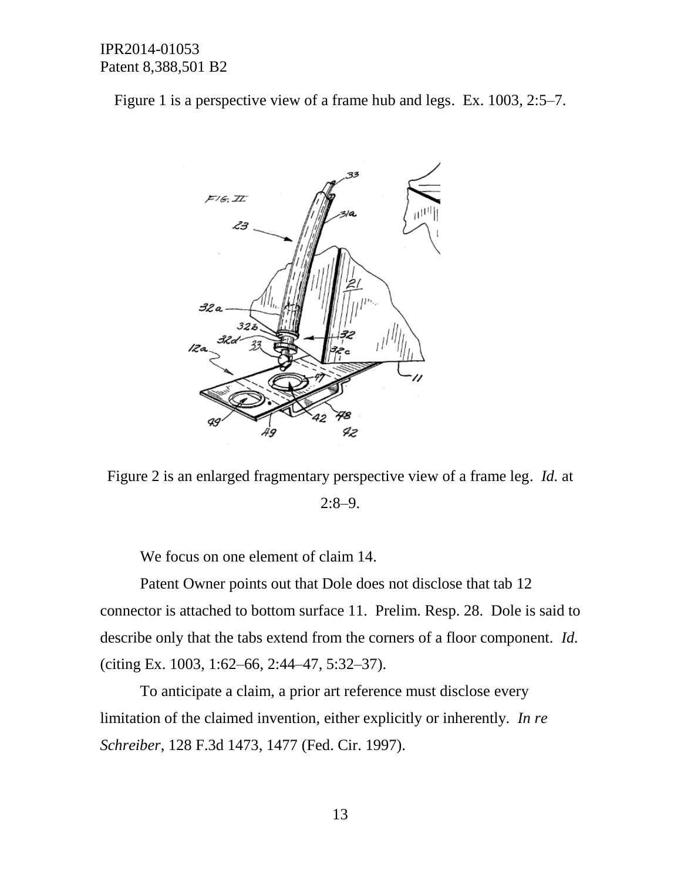Figure 1 is a perspective view of a frame hub and legs. Ex. 1003, 2:5–7.

FIG. II

23

33

31a

21

32a

32b

32d

33

32

32c

12a

47

11

49

42

48

49

42

Figure 2 is an enlarged fragmentary perspective view of a frame leg. *Id.* at 2:8–9.

We focus on one element of claim 14.

Patent Owner points out that Dole does not disclose that tab 12 connector is attached to bottom surface 11. Prelim. Resp. 28. Dole is said to describe only that the tabs extend from the corners of a floor component. *Id.* (citing Ex. 1003, 1:62–66, 2:44–47, 5:32–37).

To anticipate a claim, a prior art reference must disclose every limitation of the claimed invention, either explicitly or inherently. *In re Schreiber*, 128 F.3d 1473, 1477 (Fed. Cir. 1997).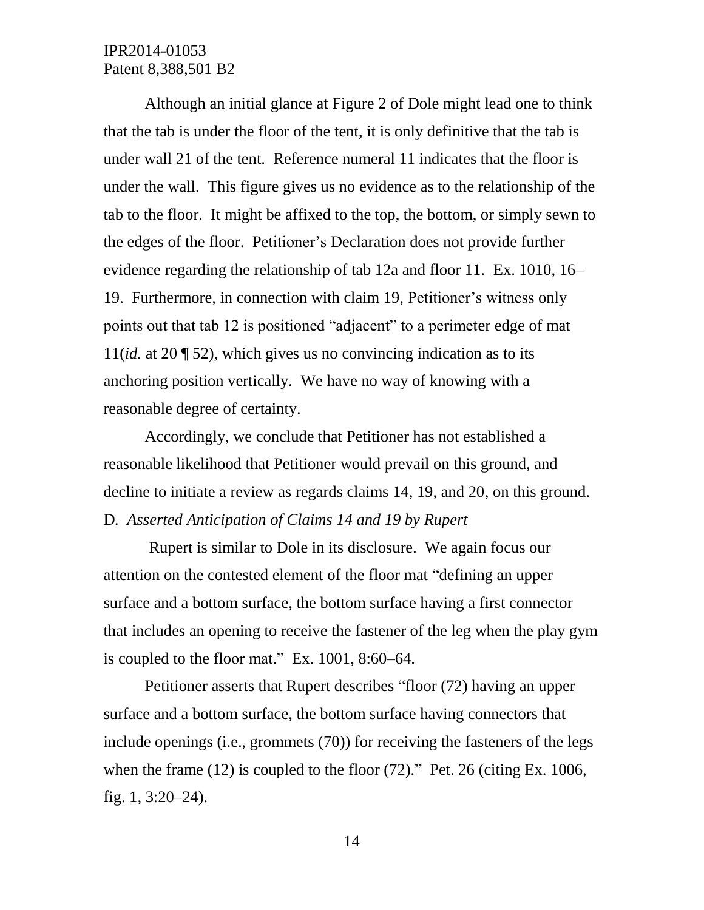Although an initial glance at Figure 2 of Dole might lead one to think that the tab is under the floor of the tent, it is only definitive that the tab is under wall 21 of the tent. Reference numeral 11 indicates that the floor is under the wall. This figure gives us no evidence as to the relationship of the tab to the floor. It might be affixed to the top, the bottom, or simply sewn to the edges of the floor. Petitioner's Declaration does not provide further evidence regarding the relationship of tab 12a and floor 11. Ex. 1010, 16–19. Furthermore, in connection with claim 19, Petitioner's witness only points out that tab 12 is positioned "adjacent" to a perimeter edge of mat 11(*id.* at 20 ¶ 52), which gives us no convincing indication as to its anchoring position vertically. We have no way of knowing with a reasonable degree of certainty.

Accordingly, we conclude that Petitioner has not established a reasonable likelihood that Petitioner would prevail on this ground, and decline to initiate a review as regards claims 14, 19, and 20, on this ground.

D. *Asserted Anticipation of Claims 14 and 19 by Rupert*

Rupert is similar to Dole in its disclosure. We again focus our attention on the contested element of the floor mat "defining an upper surface and a bottom surface, the bottom surface having a first connector that includes an opening to receive the fastener of the leg when the play gym is coupled to the floor mat." Ex. 1001, 8:60–64.

Petitioner asserts that Rupert describes "floor (72) having an upper surface and a bottom surface, the bottom surface having connectors that include openings (i.e., grommets (70)) for receiving the fasteners of the legs when the frame (12) is coupled to the floor (72)." Pet. 26 (citing Ex. 1006, fig. 1, 3:20–24).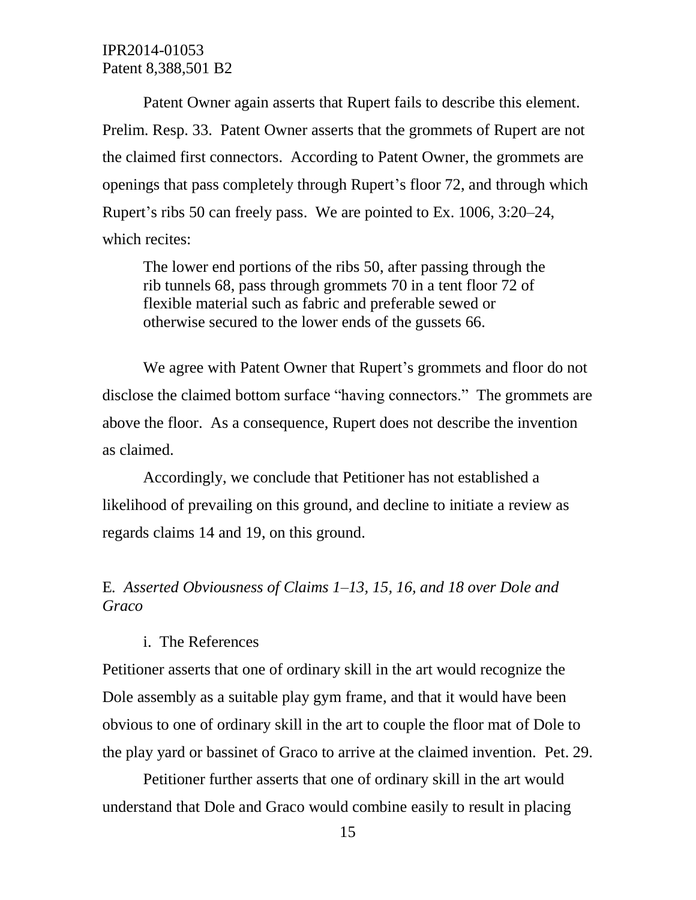Patent Owner again asserts that Rupert fails to describe this element. Prelim. Resp. 33. Patent Owner asserts that the grommets of Rupert are not the claimed first connectors. According to Patent Owner, the grommets are openings that pass completely through Rupert's floor 72, and through which Rupert's ribs 50 can freely pass. We are pointed to Ex. 1006, 3:20–24, which recites:

> The lower end portions of the ribs 50, after passing through the rib tunnels 68, pass through grommets 70 in a tent floor 72 of flexible material such as fabric and preferable sewed or otherwise secured to the lower ends of the gussets 66.

We agree with Patent Owner that Rupert's grommets and floor do not disclose the claimed bottom surface "having connectors." The grommets are above the floor. As a consequence, Rupert does not describe the invention as claimed.

Accordingly, we conclude that Petitioner has not established a likelihood of prevailing on this ground, and decline to initiate a review as regards claims 14 and 19, on this ground.

### E. *Asserted Obviousness of Claims 1–13, 15, 16, and 18 over Dole and Graco*

#### i. The References

Petitioner asserts that one of ordinary skill in the art would recognize the Dole assembly as a suitable play gym frame, and that it would have been obvious to one of ordinary skill in the art to couple the floor mat of Dole to the play yard or bassinet of Graco to arrive at the claimed invention. Pet. 29.

Petitioner further asserts that one of ordinary skill in the art would understand that Dole and Graco would combine easily to result in placing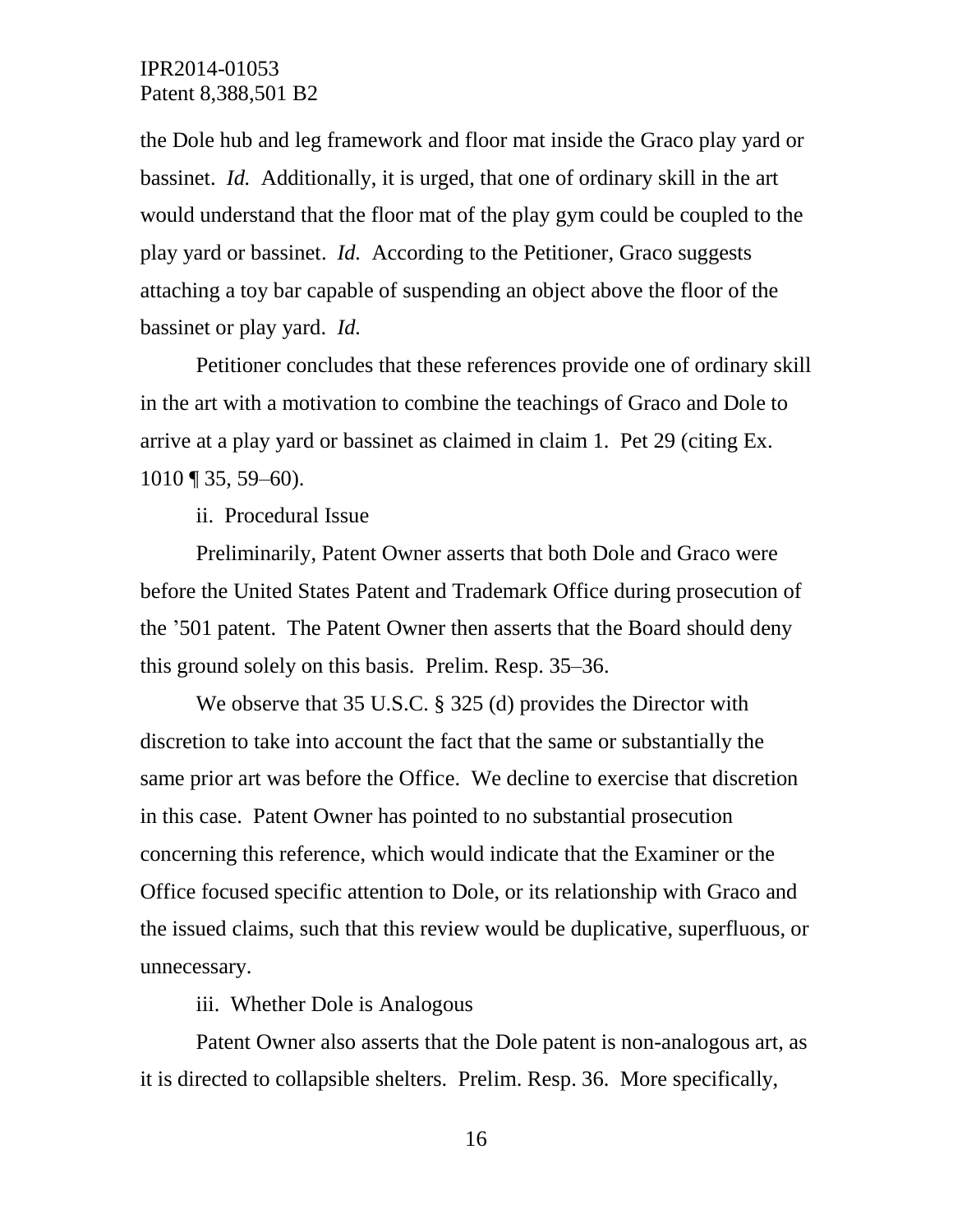the Dole hub and leg framework and floor mat inside the Graco play yard or bassinet. *Id.* Additionally, it is urged, that one of ordinary skill in the art would understand that the floor mat of the play gym could be coupled to the play yard or bassinet. *Id.* According to the Petitioner, Graco suggests attaching a toy bar capable of suspending an object above the floor of the bassinet or play yard. *Id.*

Petitioner concludes that these references provide one of ordinary skill in the art with a motivation to combine the teachings of Graco and Dole to arrive at a play yard or bassinet as claimed in claim 1. Pet 29 (citing Ex. 1010 ¶ 35, 59–60).

ii. Procedural Issue

Preliminarily, Patent Owner asserts that both Dole and Graco were before the United States Patent and Trademark Office during prosecution of the '501 patent. The Patent Owner then asserts that the Board should deny this ground solely on this basis. Prelim. Resp. 35–36.

We observe that 35 U.S.C. § 325 (d) provides the Director with discretion to take into account the fact that the same or substantially the same prior art was before the Office. We decline to exercise that discretion in this case. Patent Owner has pointed to no substantial prosecution concerning this reference, which would indicate that the Examiner or the Office focused specific attention to Dole, or its relationship with Graco and the issued claims, such that this review would be duplicative, superfluous, or unnecessary.

iii. Whether Dole is Analogous

Patent Owner also asserts that the Dole patent is non-analogous art, as it is directed to collapsible shelters. Prelim. Resp. 36. More specifically,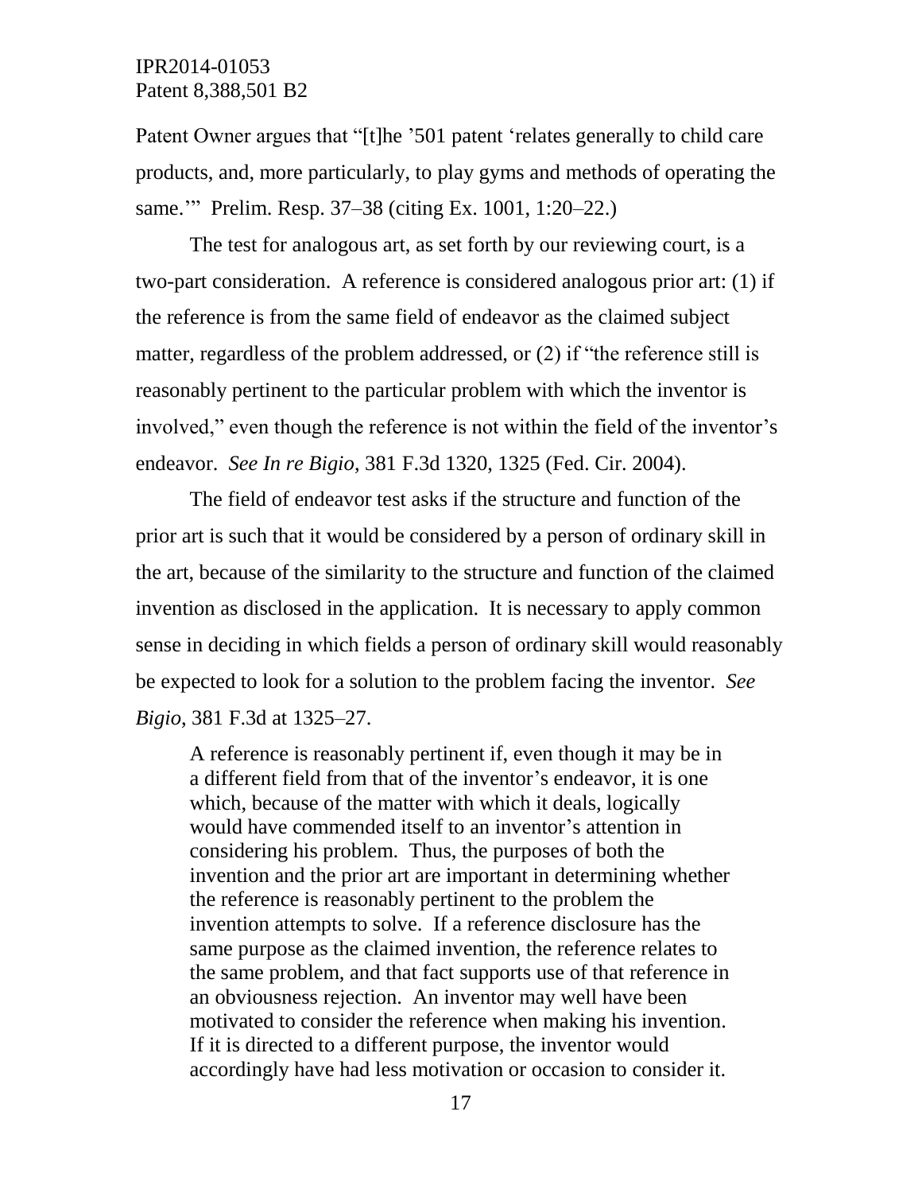Patent Owner argues that "[t]he '501 patent 'relates generally to child care products, and, more particularly, to play gyms and methods of operating the same.'" Prelim. Resp. 37–38 (citing Ex. 1001, 1:20–22.)

The test for analogous art, as set forth by our reviewing court, is a two-part consideration. A reference is considered analogous prior art: (1) if the reference is from the same field of endeavor as the claimed subject matter, regardless of the problem addressed, or (2) if "the reference still is reasonably pertinent to the particular problem with which the inventor is involved," even though the reference is not within the field of the inventor's endeavor. *See In re Bigio*, 381 F.3d 1320, 1325 (Fed. Cir. 2004).

The field of endeavor test asks if the structure and function of the prior art is such that it would be considered by a person of ordinary skill in the art, because of the similarity to the structure and function of the claimed invention as disclosed in the application. It is necessary to apply common sense in deciding in which fields a person of ordinary skill would reasonably be expected to look for a solution to the problem facing the inventor. *See Bigio*, 381 F.3d at 1325–27.

> A reference is reasonably pertinent if, even though it may be in a different field from that of the inventor's endeavor, it is one which, because of the matter with which it deals, logically would have commended itself to an inventor's attention in considering his problem. Thus, the purposes of both the invention and the prior art are important in determining whether the reference is reasonably pertinent to the problem the invention attempts to solve. If a reference disclosure has the same purpose as the claimed invention, the reference relates to the same problem, and that fact supports use of that reference in an obviousness rejection. An inventor may well have been motivated to consider the reference when making his invention. If it is directed to a different purpose, the inventor would accordingly have had less motivation or occasion to consider it.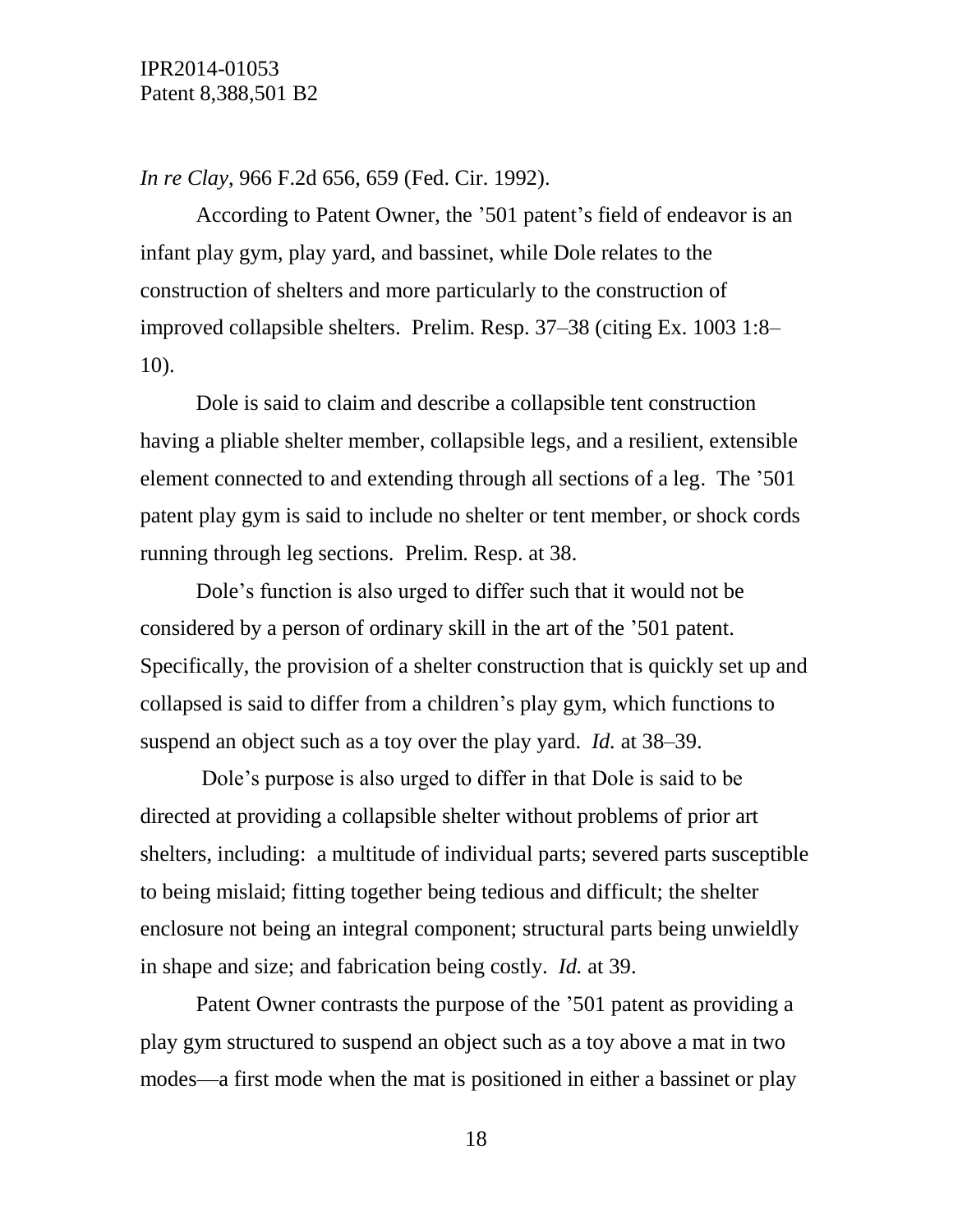*In re Clay*, 966 F.2d 656, 659 (Fed. Cir. 1992).

According to Patent Owner, the '501 patent's field of endeavor is an infant play gym, play yard, and bassinet, while Dole relates to the construction of shelters and more particularly to the construction of improved collapsible shelters. Prelim. Resp. 37–38 (citing Ex. 1003 1:8–10).

Dole is said to claim and describe a collapsible tent construction having a pliable shelter member, collapsible legs, and a resilient, extensible element connected to and extending through all sections of a leg. The '501 patent play gym is said to include no shelter or tent member, or shock cords running through leg sections. Prelim. Resp. at 38.

Dole's function is also urged to differ such that it would not be considered by a person of ordinary skill in the art of the '501 patent. Specifically, the provision of a shelter construction that is quickly set up and collapsed is said to differ from a children's play gym, which functions to suspend an object such as a toy over the play yard. *Id.* at 38–39.

Dole's purpose is also urged to differ in that Dole is said to be directed at providing a collapsible shelter without problems of prior art shelters, including: a multitude of individual parts; severed parts susceptible to being mislaid; fitting together being tedious and difficult; the shelter enclosure not being an integral component; structural parts being unwieldly in shape and size; and fabrication being costly. *Id.* at 39.

Patent Owner contrasts the purpose of the '501 patent as providing a play gym structured to suspend an object such as a toy above a mat in two modes—a first mode when the mat is positioned in either a bassinet or play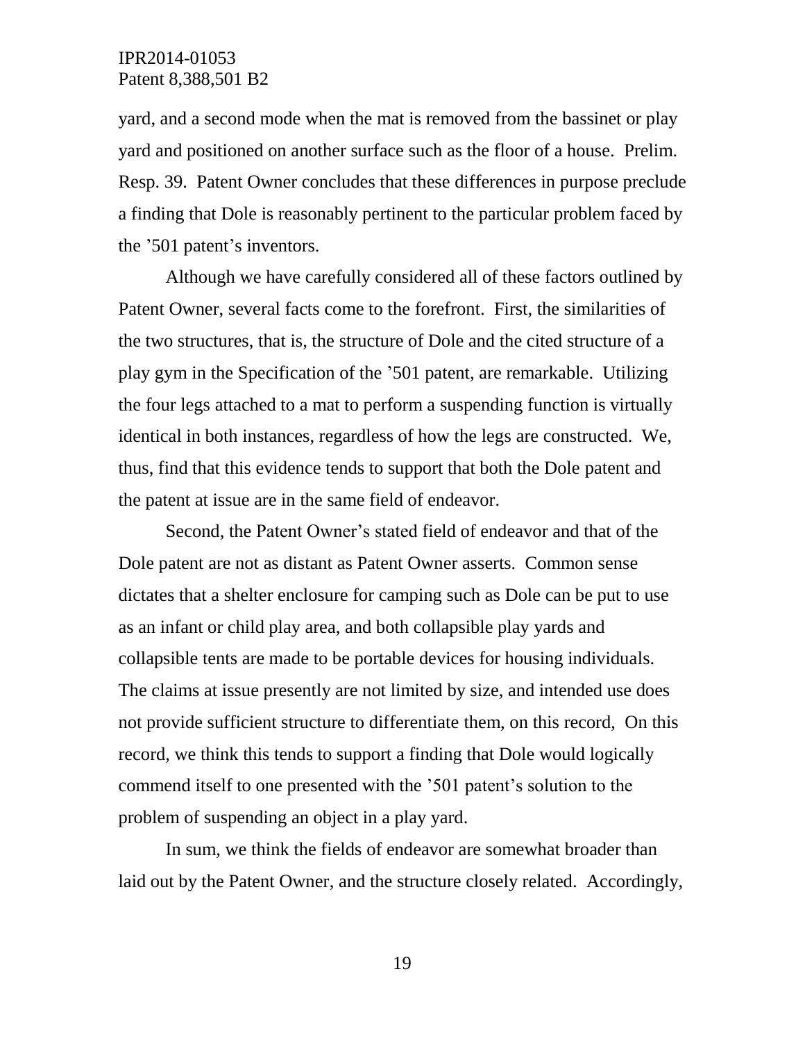yard, and a second mode when the mat is removed from the bassinet or play yard and positioned on another surface such as the floor of a house. Prelim. Resp. 39. Patent Owner concludes that these differences in purpose preclude a finding that Dole is reasonably pertinent to the particular problem faced by the '501 patent's inventors.

Although we have carefully considered all of these factors outlined by Patent Owner, several facts come to the forefront. First, the similarities of the two structures, that is, the structure of Dole and the cited structure of a play gym in the Specification of the '501 patent, are remarkable. Utilizing the four legs attached to a mat to perform a suspending function is virtually identical in both instances, regardless of how the legs are constructed. We, thus, find that this evidence tends to support that both the Dole patent and the patent at issue are in the same field of endeavor.

Second, the Patent Owner's stated field of endeavor and that of the Dole patent are not as distant as Patent Owner asserts. Common sense dictates that a shelter enclosure for camping such as Dole can be put to use as an infant or child play area, and both collapsible play yards and collapsible tents are made to be portable devices for housing individuals. The claims at issue presently are not limited by size, and intended use does not provide sufficient structure to differentiate them, on this record, On this record, we think this tends to support a finding that Dole would logically commend itself to one presented with the '501 patent's solution to the problem of suspending an object in a play yard.

In sum, we think the fields of endeavor are somewhat broader than laid out by the Patent Owner, and the structure closely related. Accordingly,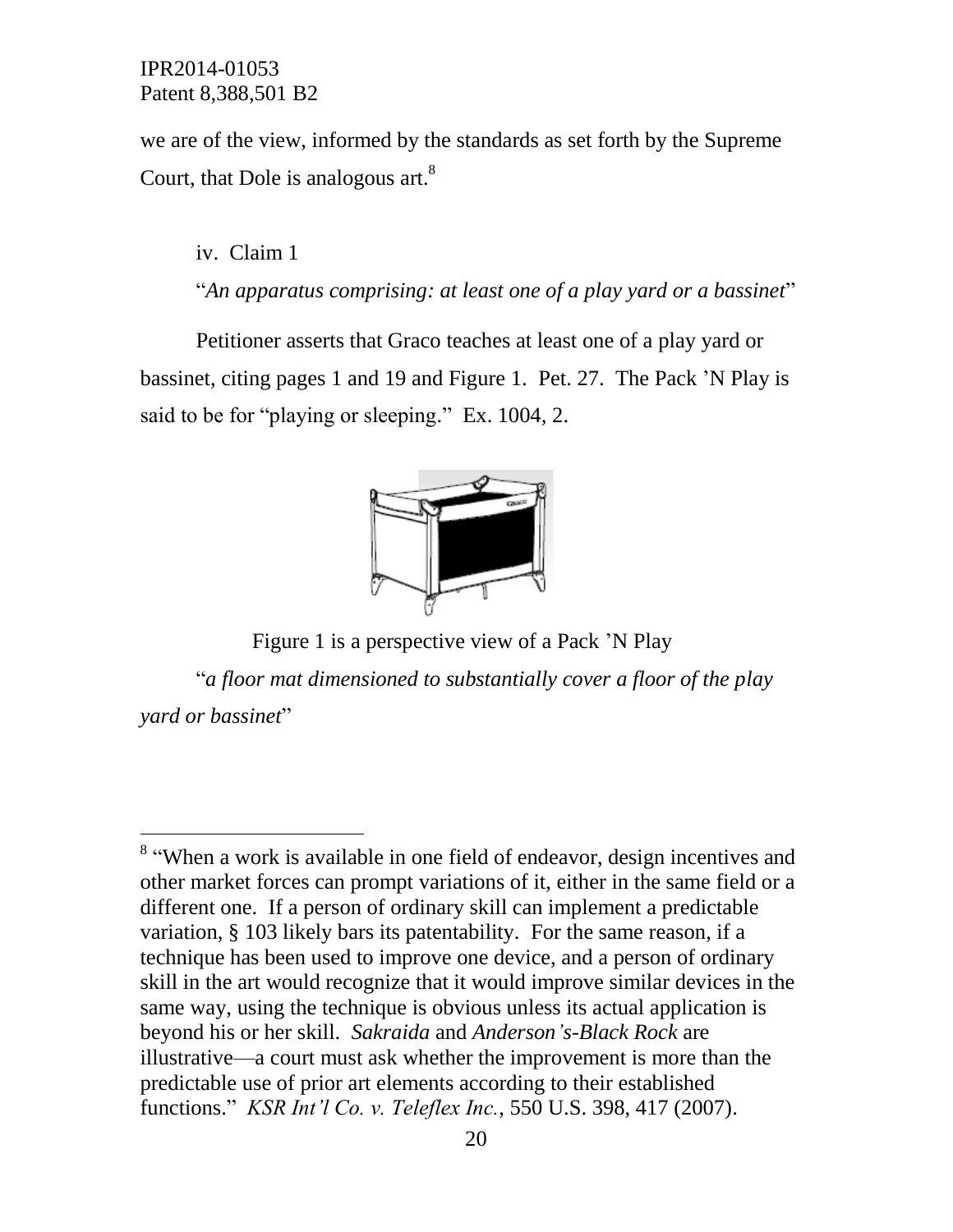we are of the view, informed by the standards as set forth by the Supreme Court, that Dole is analogous art.[8]

iv. Claim 1

"*An apparatus comprising: at least one of a play yard or a bassinet*"

Petitioner asserts that Graco teaches at least one of a play yard or bassinet, citing pages 1 and 19 and Figure 1. Pet. 27. The Pack 'N Play is said to be for "playing or sleeping." Ex. 1004, 2.

Figure 1 is a perspective view of a Pack 'N Play

"*a floor mat dimensioned to substantially cover a floor of the play yard or bassinet*"

---

[8] "When a work is available in one field of endeavor, design incentives and other market forces can prompt variations of it, either in the same field or a different one. If a person of ordinary skill can implement a predictable variation, § 103 likely bars its patentability. For the same reason, if a technique has been used to improve one device, and a person of ordinary skill in the art would recognize that it would improve similar devices in the same way, using the technique is obvious unless its actual application is beyond his or her skill. *Sakraida* and *Anderson's-Black Rock* are illustrative—a court must ask whether the improvement is more than the predictable use of prior art elements according to their established functions." *KSR Int'l Co. v. Teleflex Inc.*, 550 U.S. 398, 417 (2007).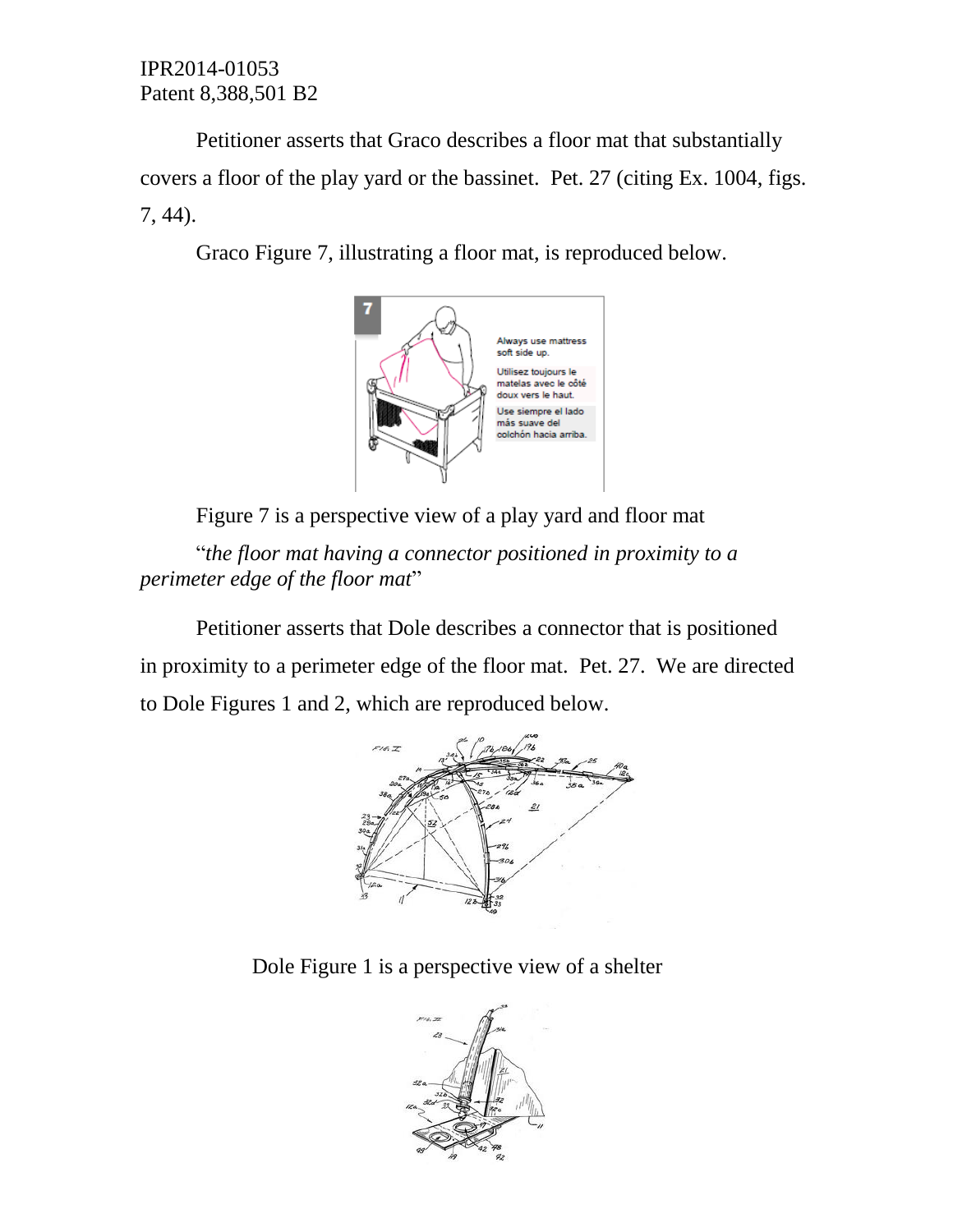Petitioner asserts that Graco describes a floor mat that substantially covers a floor of the play yard or the bassinet. Pet. 27 (citing Ex. 1004, figs. 7, 44).

Graco Figure 7, illustrating a floor mat, is reproduced below.

Figure 7 is a perspective view of a play yard and floor mat

"*the floor mat having a connector positioned in proximity to a perimeter edge of the floor mat*"

Petitioner asserts that Dole describes a connector that is positioned in proximity to a perimeter edge of the floor mat. Pet. 27. We are directed to Dole Figures 1 and 2, which are reproduced below.

Dole Figure 1 is a perspective view of a shelter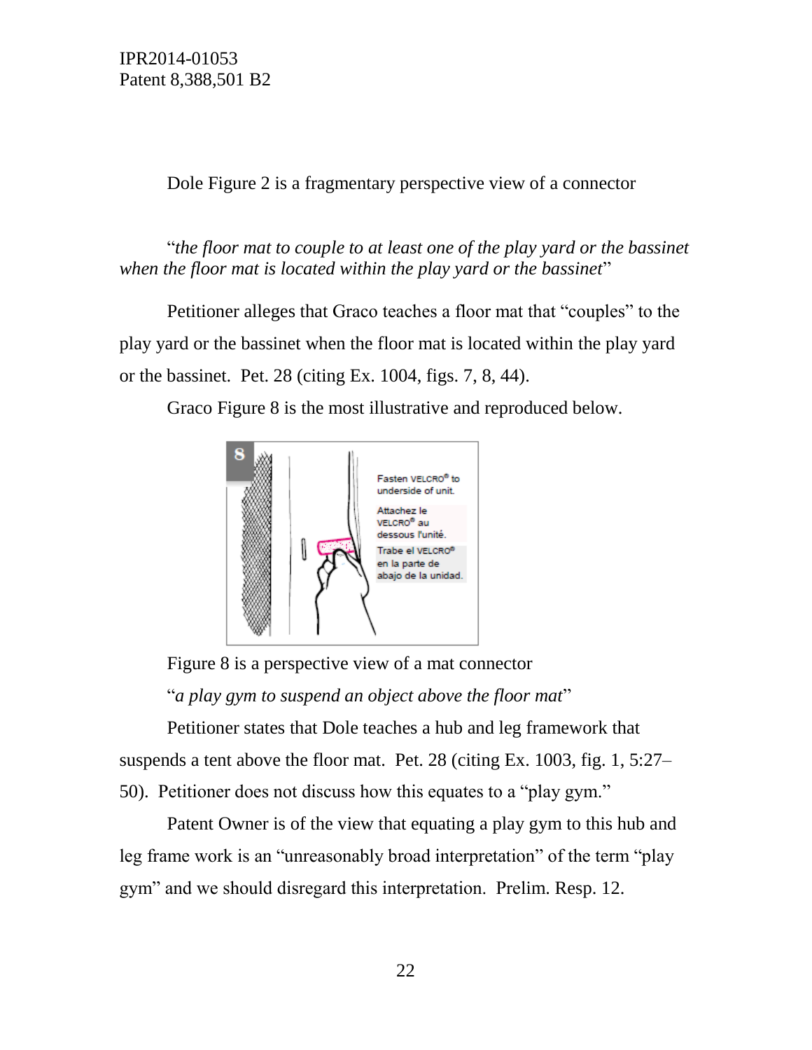Dole Figure 2 is a fragmentary perspective view of a connector

"*the floor mat to couple to at least one of the play yard or the bassinet when the floor mat is located within the play yard or the bassinet*"

Petitioner alleges that Graco teaches a floor mat that "couples" to the play yard or the bassinet when the floor mat is located within the play yard or the bassinet. Pet. 28 (citing Ex. 1004, figs. 7, 8, 44).

Graco Figure 8 is the most illustrative and reproduced below.

8

Fasten VELCRO® to underside of unit.

Attachez le VELCRO® au dessous l'unité.

Trabe el VELCRO® en la parte de abajo de la unidad.

Figure 8 is a perspective view of a mat connector

"*a play gym to suspend an object above the floor mat*"

Petitioner states that Dole teaches a hub and leg framework that suspends a tent above the floor mat. Pet. 28 (citing Ex. 1003, fig. 1, 5:27–50). Petitioner does not discuss how this equates to a "play gym."

Patent Owner is of the view that equating a play gym to this hub and leg frame work is an "unreasonably broad interpretation" of the term "play gym" and we should disregard this interpretation. Prelim. Resp. 12.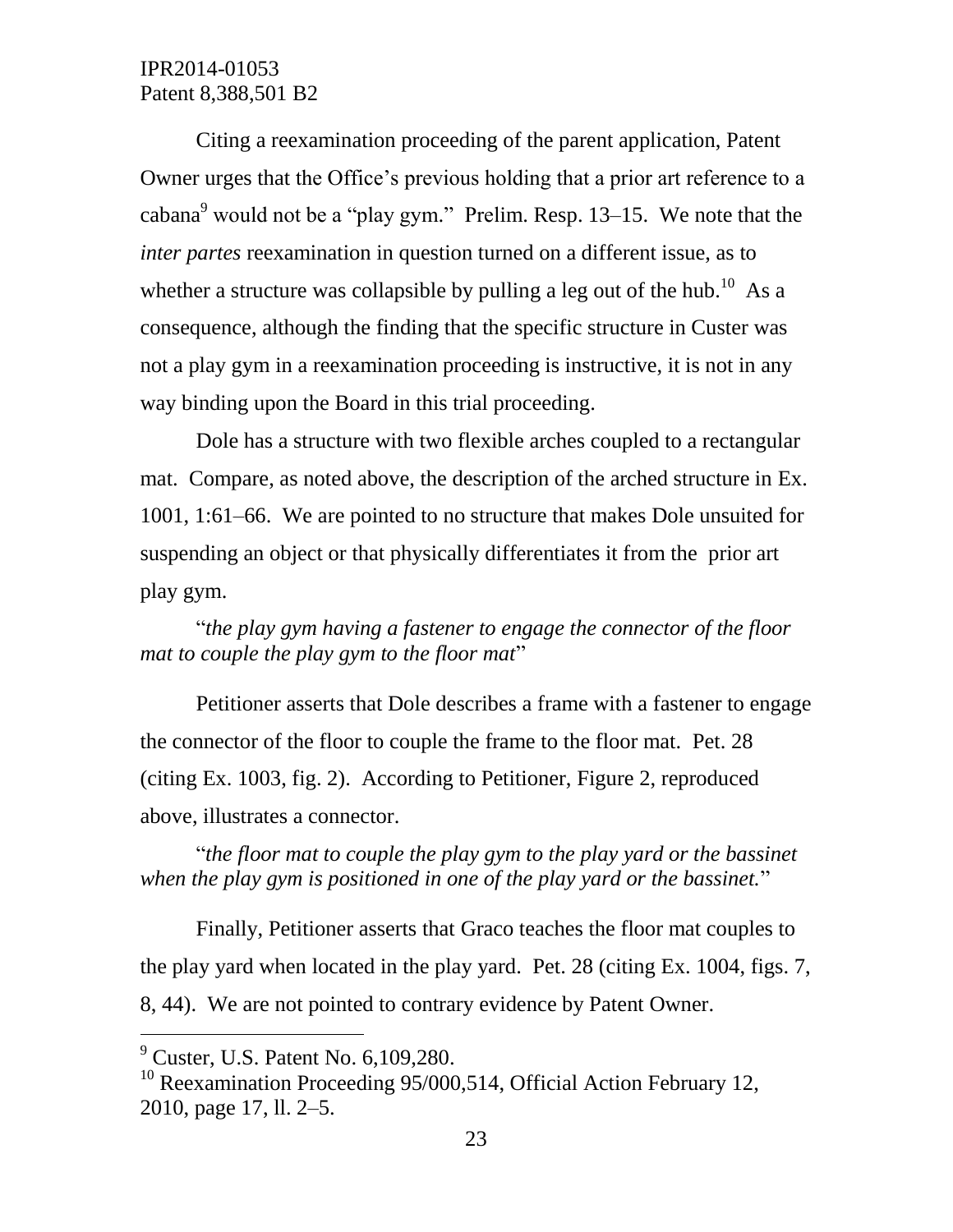Citing a reexamination proceeding of the parent application, Patent Owner urges that the Office's previous holding that a prior art reference to a cabana[9] would not be a "play gym." Prelim. Resp. 13–15. We note that the *inter partes* reexamination in question turned on a different issue, as to whether a structure was collapsible by pulling a leg out of the hub.[10] As a consequence, although the finding that the specific structure in Custer was not a play gym in a reexamination proceeding is instructive, it is not in any way binding upon the Board in this trial proceeding.

Dole has a structure with two flexible arches coupled to a rectangular mat. Compare, as noted above, the description of the arched structure in Ex. 1001, 1:61–66. We are pointed to no structure that makes Dole unsuited for suspending an object or that physically differentiates it from the prior art play gym.

"*the play gym having a fastener to engage the connector of the floor mat to couple the play gym to the floor mat*"

Petitioner asserts that Dole describes a frame with a fastener to engage the connector of the floor to couple the frame to the floor mat. Pet. 28 (citing Ex. 1003, fig. 2). According to Petitioner, Figure 2, reproduced above, illustrates a connector.

"*the floor mat to couple the play gym to the play yard or the bassinet when the play gym is positioned in one of the play yard or the bassinet.*"

Finally, Petitioner asserts that Graco teaches the floor mat couples to the play yard when located in the play yard. Pet. 28 (citing Ex. 1004, figs. 7, 8, 44). We are not pointed to contrary evidence by Patent Owner.

---

[9] Custer, U.S. Patent No. 6,109,280.

[10] Reexamination Proceeding 95/000,514, Official Action February 12, 2010, page 17, ll. 2–5.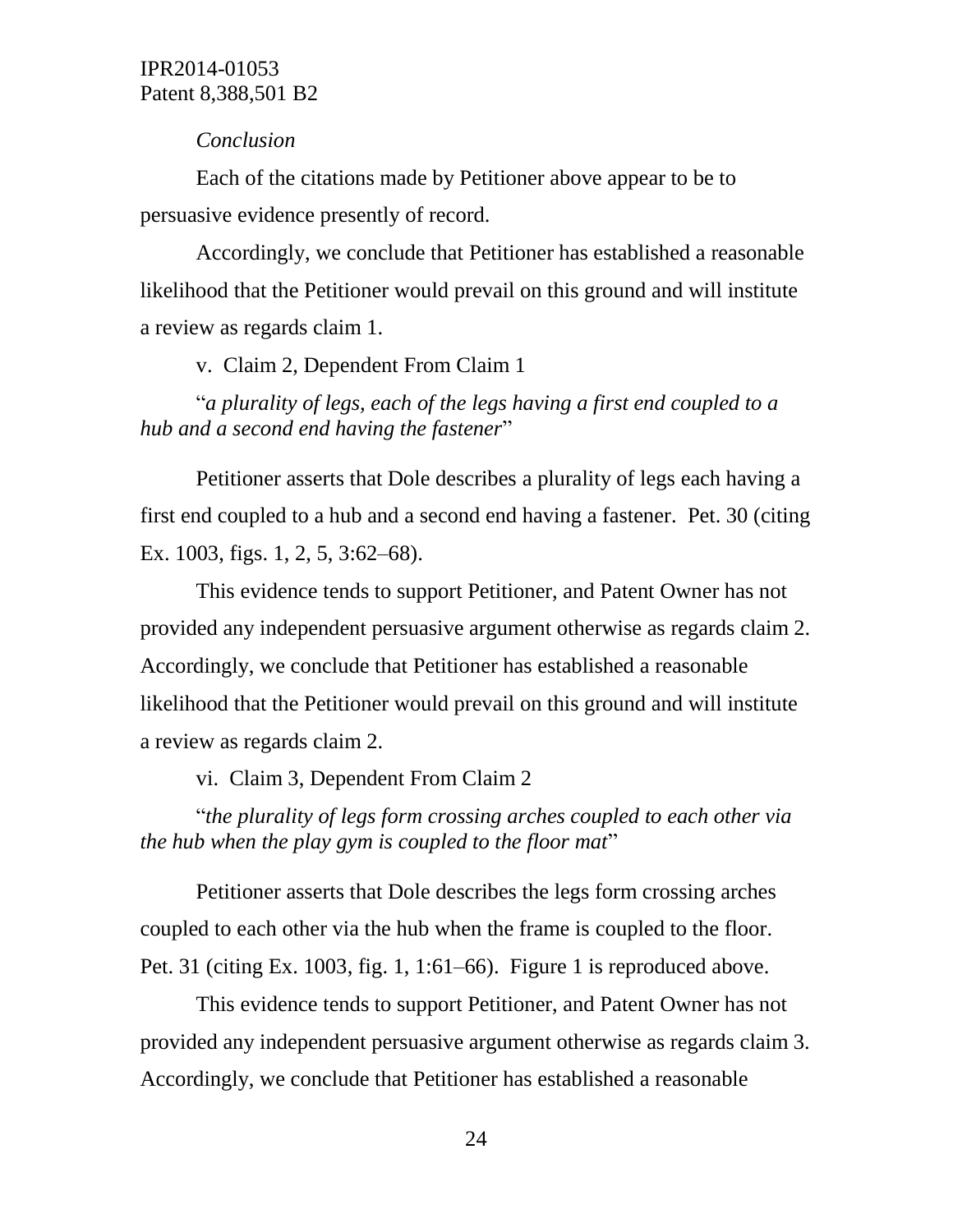*Conclusion*

Each of the citations made by Petitioner above appear to be to persuasive evidence presently of record.

Accordingly, we conclude that Petitioner has established a reasonable likelihood that the Petitioner would prevail on this ground and will institute a review as regards claim 1.

v. Claim 2, Dependent From Claim 1

"*a plurality of legs, each of the legs having a first end coupled to a hub and a second end having the fastener*"

Petitioner asserts that Dole describes a plurality of legs each having a first end coupled to a hub and a second end having a fastener. Pet. 30 (citing Ex. 1003, figs. 1, 2, 5, 3:62–68).

This evidence tends to support Petitioner, and Patent Owner has not provided any independent persuasive argument otherwise as regards claim 2. Accordingly, we conclude that Petitioner has established a reasonable likelihood that the Petitioner would prevail on this ground and will institute a review as regards claim 2.

vi. Claim 3, Dependent From Claim 2

"*the plurality of legs form crossing arches coupled to each other via the hub when the play gym is coupled to the floor mat*"

Petitioner asserts that Dole describes the legs form crossing arches coupled to each other via the hub when the frame is coupled to the floor. Pet. 31 (citing Ex. 1003, fig. 1, 1:61–66). Figure 1 is reproduced above.

This evidence tends to support Petitioner, and Patent Owner has not provided any independent persuasive argument otherwise as regards claim 3. Accordingly, we conclude that Petitioner has established a reasonable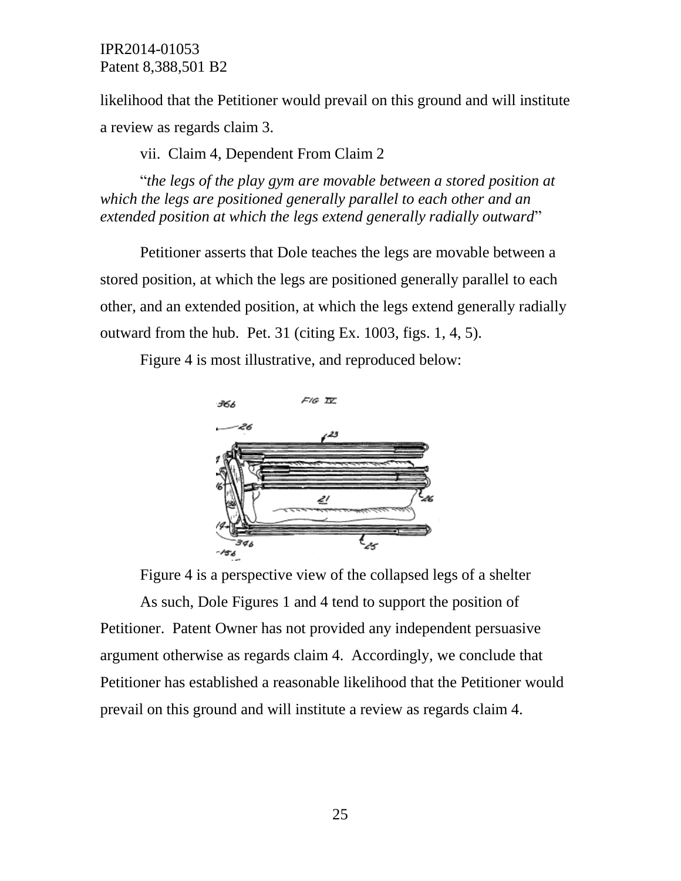likelihood that the Petitioner would prevail on this ground and will institute a review as regards claim 3.

vii. Claim 4, Dependent From Claim 2

"*the legs of the play gym are movable between a stored position at which the legs are positioned generally parallel to each other and an extended position at which the legs extend generally radially outward*"

Petitioner asserts that Dole teaches the legs are movable between a stored position, at which the legs are positioned generally parallel to each other, and an extended position, at which the legs extend generally radially outward from the hub. Pet. 31 (citing Ex. 1003, figs. 1, 4, 5).

Figure 4 is most illustrative, and reproduced below:

FIG IV

366
26
23
16
21
26
14
34b
15b
25

Figure 4 is a perspective view of the collapsed legs of a shelter

As such, Dole Figures 1 and 4 tend to support the position of Petitioner. Patent Owner has not provided any independent persuasive argument otherwise as regards claim 4. Accordingly, we conclude that Petitioner has established a reasonable likelihood that the Petitioner would prevail on this ground and will institute a review as regards claim 4.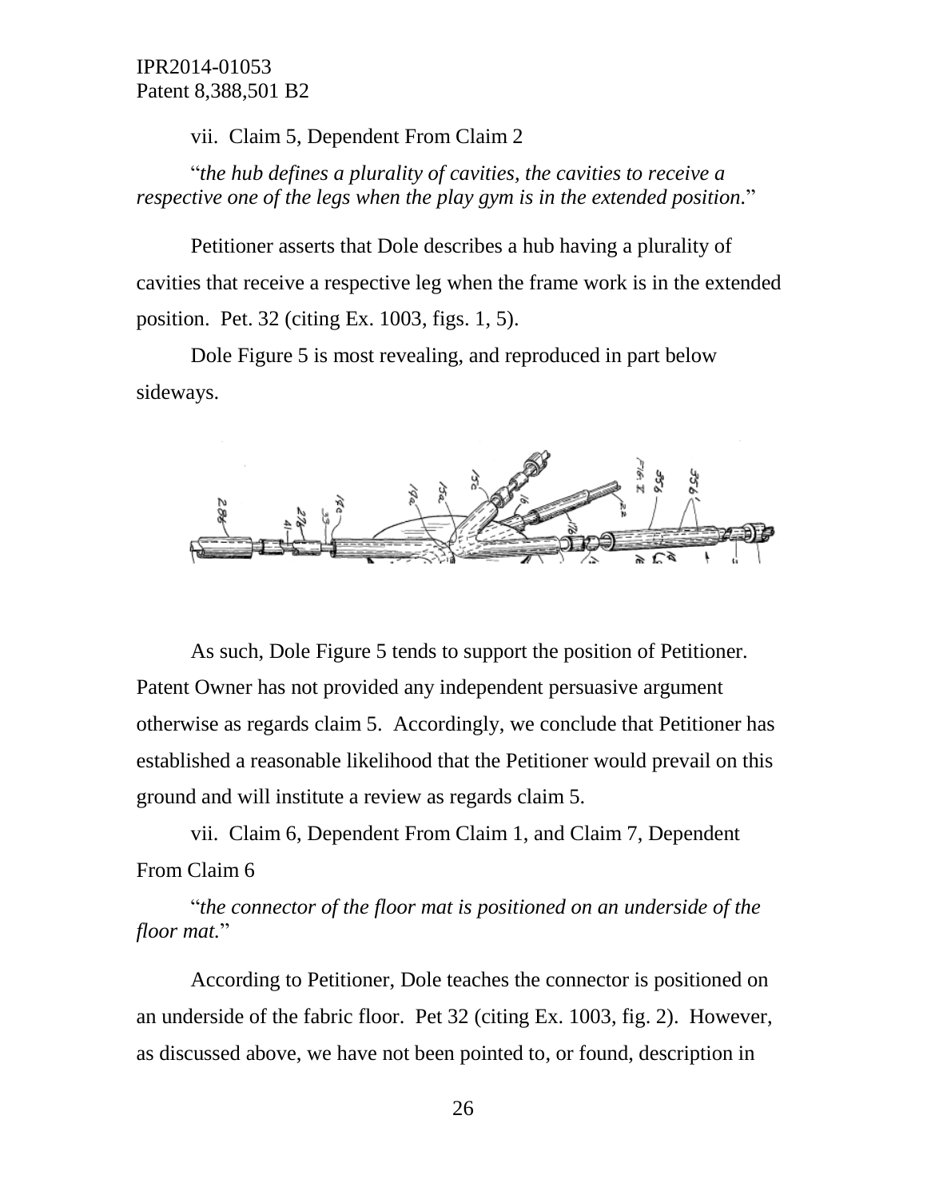vii. Claim 5, Dependent From Claim 2

"*the hub defines a plurality of cavities, the cavities to receive a respective one of the legs when the play gym is in the extended position.*"

Petitioner asserts that Dole describes a hub having a plurality of cavities that receive a respective leg when the frame work is in the extended position. Pet. 32 (citing Ex. 1003, figs. 1, 5).

Dole Figure 5 is most revealing, and reproduced in part below sideways.

As such, Dole Figure 5 tends to support the position of Petitioner. Patent Owner has not provided any independent persuasive argument otherwise as regards claim 5. Accordingly, we conclude that Petitioner has established a reasonable likelihood that the Petitioner would prevail on this ground and will institute a review as regards claim 5.

vii. Claim 6, Dependent From Claim 1, and Claim 7, Dependent From Claim 6

"*the connector of the floor mat is positioned on an underside of the floor mat.*"

According to Petitioner, Dole teaches the connector is positioned on an underside of the fabric floor. Pet 32 (citing Ex. 1003, fig. 2). However, as discussed above, we have not been pointed to, or found, description in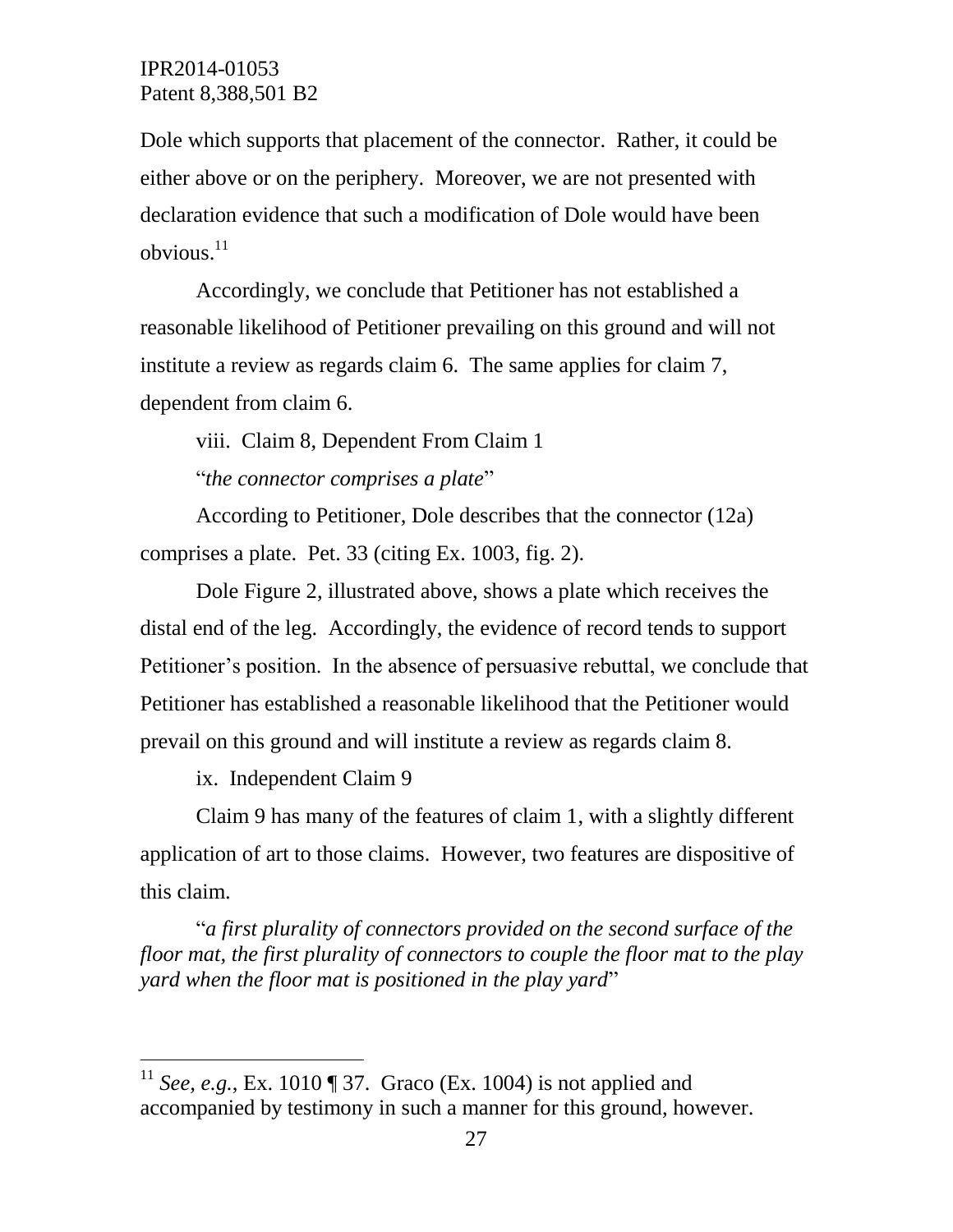Dole which supports that placement of the connector. Rather, it could be either above or on the periphery. Moreover, we are not presented with declaration evidence that such a modification of Dole would have been obvious.[11]

Accordingly, we conclude that Petitioner has not established a reasonable likelihood of Petitioner prevailing on this ground and will not institute a review as regards claim 6. The same applies for claim 7, dependent from claim 6.

viii. Claim 8, Dependent From Claim 1

"*the connector comprises a plate*"

According to Petitioner, Dole describes that the connector (12a) comprises a plate. Pet. 33 (citing Ex. 1003, fig. 2).

Dole Figure 2, illustrated above, shows a plate which receives the distal end of the leg. Accordingly, the evidence of record tends to support Petitioner's position. In the absence of persuasive rebuttal, we conclude that Petitioner has established a reasonable likelihood that the Petitioner would prevail on this ground and will institute a review as regards claim 8.

ix. Independent Claim 9

Claim 9 has many of the features of claim 1, with a slightly different application of art to those claims. However, two features are dispositive of this claim.

"*a first plurality of connectors provided on the second surface of the floor mat, the first plurality of connectors to couple the floor mat to the play yard when the floor mat is positioned in the play yard*"

---

[11] *See, e.g.*, Ex. 1010 ¶ 37. Graco (Ex. 1004) is not applied and accompanied by testimony in such a manner for this ground, however.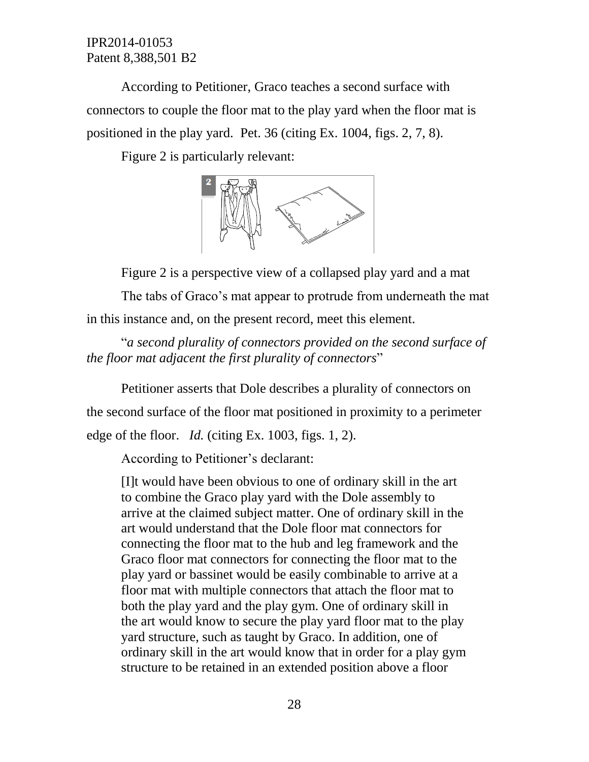According to Petitioner, Graco teaches a second surface with connectors to couple the floor mat to the play yard when the floor mat is positioned in the play yard. Pet. 36 (citing Ex. 1004, figs. 2, 7, 8).

Figure 2 is particularly relevant:

Figure 2 is a perspective view of a collapsed play yard and a mat

The tabs of Graco's mat appear to protrude from underneath the mat in this instance and, on the present record, meet this element.

"*a second plurality of connectors provided on the second surface of the floor mat adjacent the first plurality of connectors*"

Petitioner asserts that Dole describes a plurality of connectors on the second surface of the floor mat positioned in proximity to a perimeter edge of the floor. *Id.* (citing Ex. 1003, figs. 1, 2).

According to Petitioner's declarant:

> [I]t would have been obvious to one of ordinary skill in the art to combine the Graco play yard with the Dole assembly to arrive at the claimed subject matter. One of ordinary skill in the art would understand that the Dole floor mat connectors for connecting the floor mat to the hub and leg framework and the Graco floor mat connectors for connecting the floor mat to the play yard or bassinet would be easily combinable to arrive at a floor mat with multiple connectors that attach the floor mat to both the play yard and the play gym. One of ordinary skill in the art would know to secure the play yard floor mat to the play yard structure, such as taught by Graco. In addition, one of ordinary skill in the art would know that in order for a play gym structure to be retained in an extended position above a floor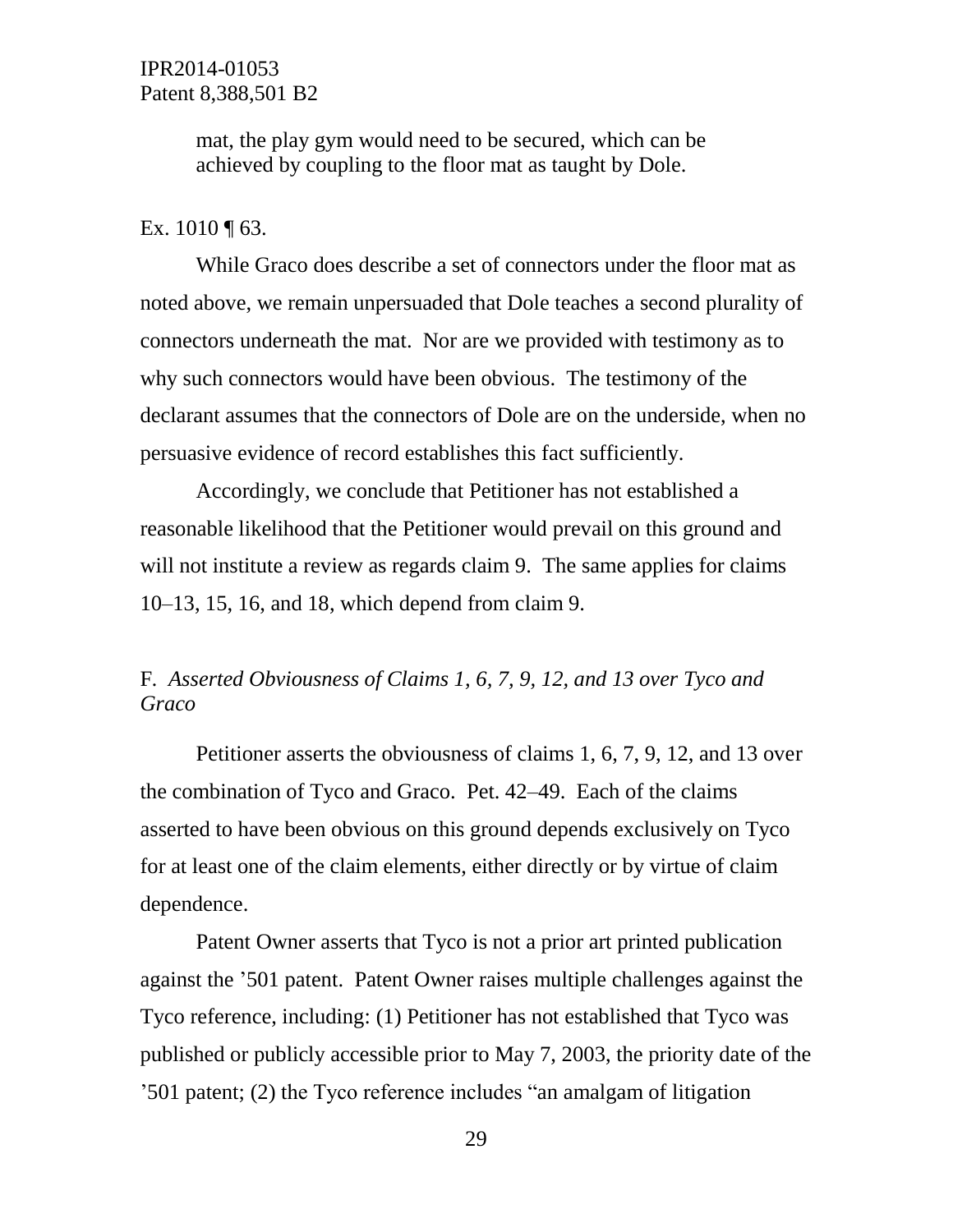> mat, the play gym would need to be secured, which can be achieved by coupling to the floor mat as taught by Dole.

Ex. 1010 ¶ 63.

While Graco does describe a set of connectors under the floor mat as noted above, we remain unpersuaded that Dole teaches a second plurality of connectors underneath the mat. Nor are we provided with testimony as to why such connectors would have been obvious. The testimony of the declarant assumes that the connectors of Dole are on the underside, when no persuasive evidence of record establishes this fact sufficiently.

Accordingly, we conclude that Petitioner has not established a reasonable likelihood that the Petitioner would prevail on this ground and will not institute a review as regards claim 9. The same applies for claims 10–13, 15, 16, and 18, which depend from claim 9.

### F. *Asserted Obviousness of Claims 1, 6, 7, 9, 12, and 13 over Tyco and Graco*

Petitioner asserts the obviousness of claims 1, 6, 7, 9, 12, and 13 over the combination of Tyco and Graco. Pet. 42–49. Each of the claims asserted to have been obvious on this ground depends exclusively on Tyco for at least one of the claim elements, either directly or by virtue of claim dependence.

Patent Owner asserts that Tyco is not a prior art printed publication against the '501 patent. Patent Owner raises multiple challenges against the Tyco reference, including: (1) Petitioner has not established that Tyco was published or publicly accessible prior to May 7, 2003, the priority date of the '501 patent; (2) the Tyco reference includes "an amalgam of litigation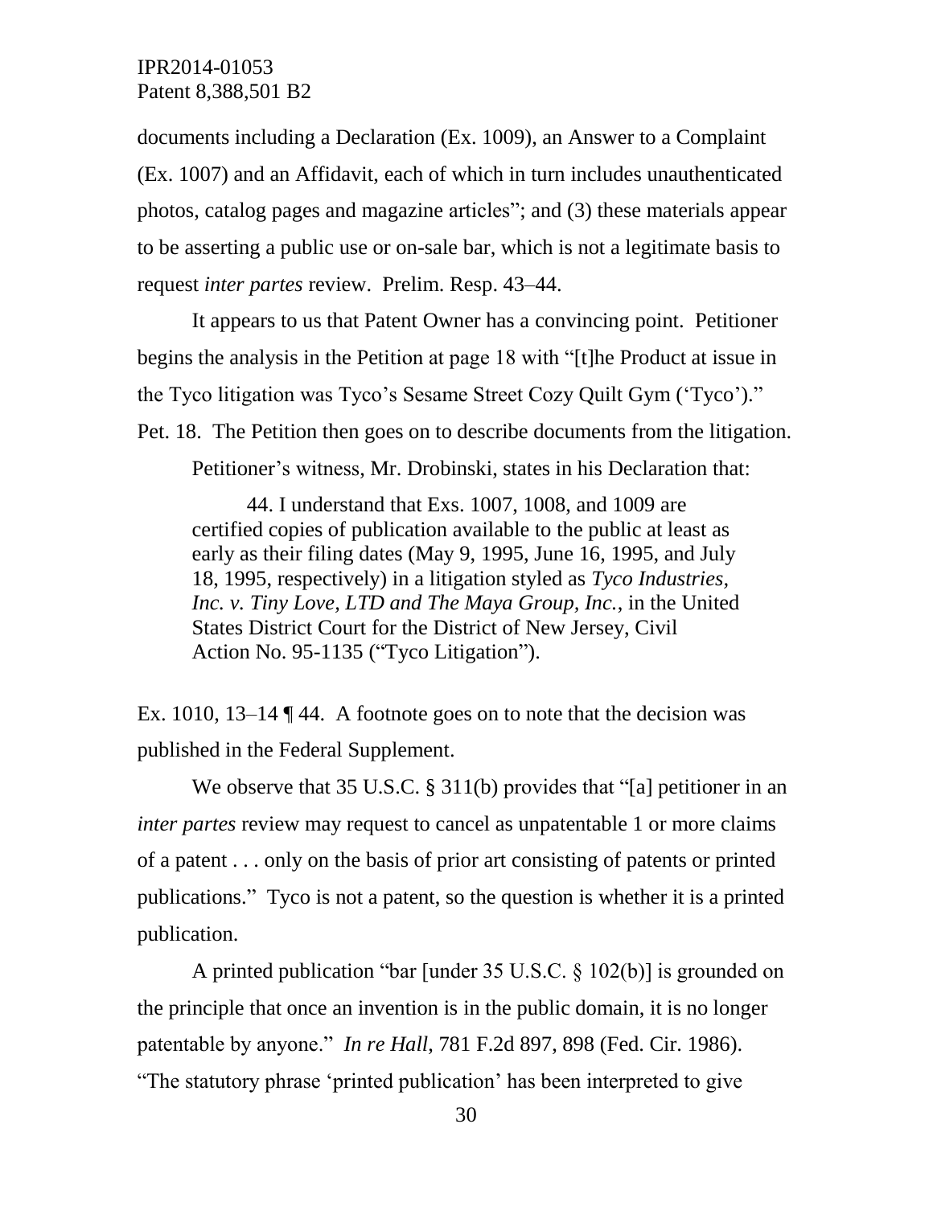documents including a Declaration (Ex. 1009), an Answer to a Complaint (Ex. 1007) and an Affidavit, each of which in turn includes unauthenticated photos, catalog pages and magazine articles"; and (3) these materials appear to be asserting a public use or on-sale bar, which is not a legitimate basis to request *inter partes* review. Prelim. Resp. 43–44.

It appears to us that Patent Owner has a convincing point. Petitioner begins the analysis in the Petition at page 18 with "[t]he Product at issue in the Tyco litigation was Tyco's Sesame Street Cozy Quilt Gym ('Tyco')." Pet. 18. The Petition then goes on to describe documents from the litigation.

Petitioner's witness, Mr. Drobinski, states in his Declaration that:

> 44. I understand that Exs. 1007, 1008, and 1009 are certified copies of publication available to the public at least as early as their filing dates (May 9, 1995, June 16, 1995, and July 18, 1995, respectively) in a litigation styled as *Tyco Industries, Inc. v. Tiny Love, LTD and The Maya Group, Inc.*, in the United States District Court for the District of New Jersey, Civil Action No. 95-1135 ("Tyco Litigation").

Ex. 1010, 13–14 ¶ 44. A footnote goes on to note that the decision was published in the Federal Supplement.

We observe that 35 U.S.C. § 311(b) provides that "[a] petitioner in an *inter partes* review may request to cancel as unpatentable 1 or more claims of a patent . . . only on the basis of prior art consisting of patents or printed publications." Tyco is not a patent, so the question is whether it is a printed publication.

A printed publication "bar [under 35 U.S.C. § 102(b)] is grounded on the principle that once an invention is in the public domain, it is no longer patentable by anyone." *In re Hall*, 781 F.2d 897, 898 (Fed. Cir. 1986). "The statutory phrase 'printed publication' has been interpreted to give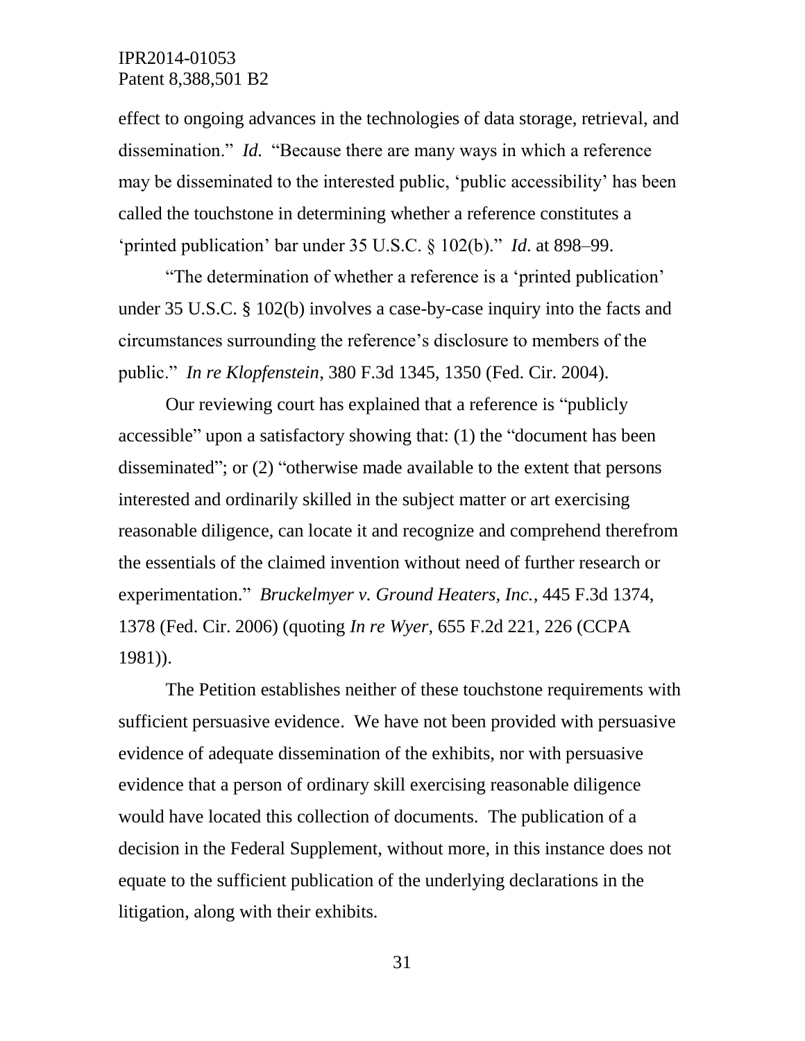effect to ongoing advances in the technologies of data storage, retrieval, and dissemination." *Id.* "Because there are many ways in which a reference may be disseminated to the interested public, 'public accessibility' has been called the touchstone in determining whether a reference constitutes a 'printed publication' bar under 35 U.S.C. § 102(b)." *Id.* at 898–99.

"The determination of whether a reference is a 'printed publication' under 35 U.S.C. § 102(b) involves a case-by-case inquiry into the facts and circumstances surrounding the reference's disclosure to members of the public." *In re Klopfenstein*, 380 F.3d 1345, 1350 (Fed. Cir. 2004).

Our reviewing court has explained that a reference is "publicly accessible" upon a satisfactory showing that: (1) the "document has been disseminated"; or (2) "otherwise made available to the extent that persons interested and ordinarily skilled in the subject matter or art exercising reasonable diligence, can locate it and recognize and comprehend therefrom the essentials of the claimed invention without need of further research or experimentation." *Bruckelmyer v. Ground Heaters, Inc.*, 445 F.3d 1374, 1378 (Fed. Cir. 2006) (quoting *In re Wyer*, 655 F.2d 221, 226 (CCPA 1981)).

The Petition establishes neither of these touchstone requirements with sufficient persuasive evidence. We have not been provided with persuasive evidence of adequate dissemination of the exhibits, nor with persuasive evidence that a person of ordinary skill exercising reasonable diligence would have located this collection of documents. The publication of a decision in the Federal Supplement, without more, in this instance does not equate to the sufficient publication of the underlying declarations in the litigation, along with their exhibits.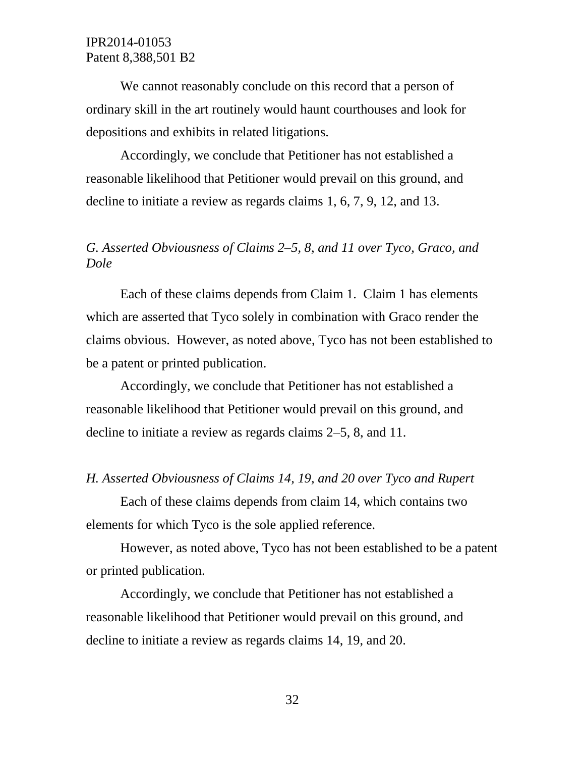We cannot reasonably conclude on this record that a person of ordinary skill in the art routinely would haunt courthouses and look for depositions and exhibits in related litigations.

Accordingly, we conclude that Petitioner has not established a reasonable likelihood that Petitioner would prevail on this ground, and decline to initiate a review as regards claims 1, 6, 7, 9, 12, and 13.

### *G. Asserted Obviousness of Claims 2–5, 8, and 11 over Tyco, Graco, and Dole*

Each of these claims depends from Claim 1. Claim 1 has elements which are asserted that Tyco solely in combination with Graco render the claims obvious. However, as noted above, Tyco has not been established to be a patent or printed publication.

Accordingly, we conclude that Petitioner has not established a reasonable likelihood that Petitioner would prevail on this ground, and decline to initiate a review as regards claims 2–5, 8, and 11.

### *H. Asserted Obviousness of Claims 14, 19, and 20 over Tyco and Rupert*

Each of these claims depends from claim 14, which contains two elements for which Tyco is the sole applied reference.

However, as noted above, Tyco has not been established to be a patent or printed publication.

Accordingly, we conclude that Petitioner has not established a reasonable likelihood that Petitioner would prevail on this ground, and decline to initiate a review as regards claims 14, 19, and 20.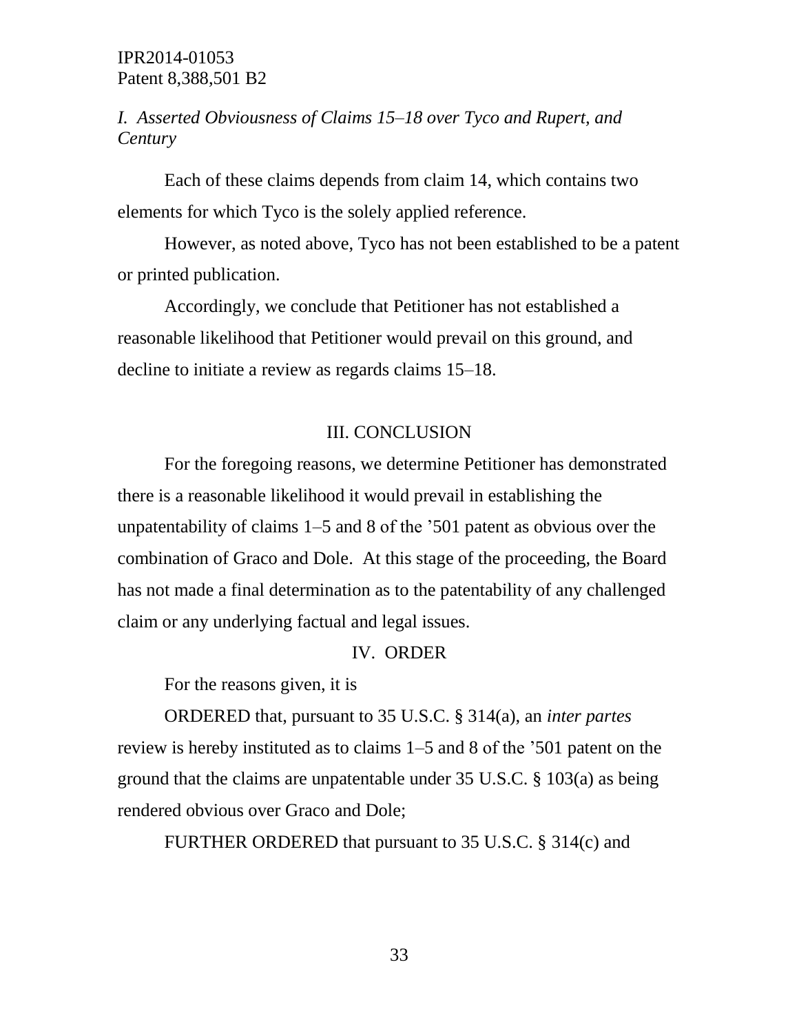*I. Asserted Obviousness of Claims 15–18 over Tyco and Rupert, and Century*

Each of these claims depends from claim 14, which contains two elements for which Tyco is the solely applied reference.

However, as noted above, Tyco has not been established to be a patent or printed publication.

Accordingly, we conclude that Petitioner has not established a reasonable likelihood that Petitioner would prevail on this ground, and decline to initiate a review as regards claims 15–18.

## III. CONCLUSION

For the foregoing reasons, we determine Petitioner has demonstrated there is a reasonable likelihood it would prevail in establishing the unpatentability of claims 1–5 and 8 of the ’501 patent as obvious over the combination of Graco and Dole. At this stage of the proceeding, the Board has not made a final determination as to the patentability of any challenged claim or any underlying factual and legal issues.

## IV. ORDER

For the reasons given, it is

ORDERED that, pursuant to 35 U.S.C. § 314(a), an *inter partes* review is hereby instituted as to claims 1–5 and 8 of the ’501 patent on the ground that the claims are unpatentable under 35 U.S.C. § 103(a) as being rendered obvious over Graco and Dole;

FURTHER ORDERED that pursuant to 35 U.S.C. § 314(c) and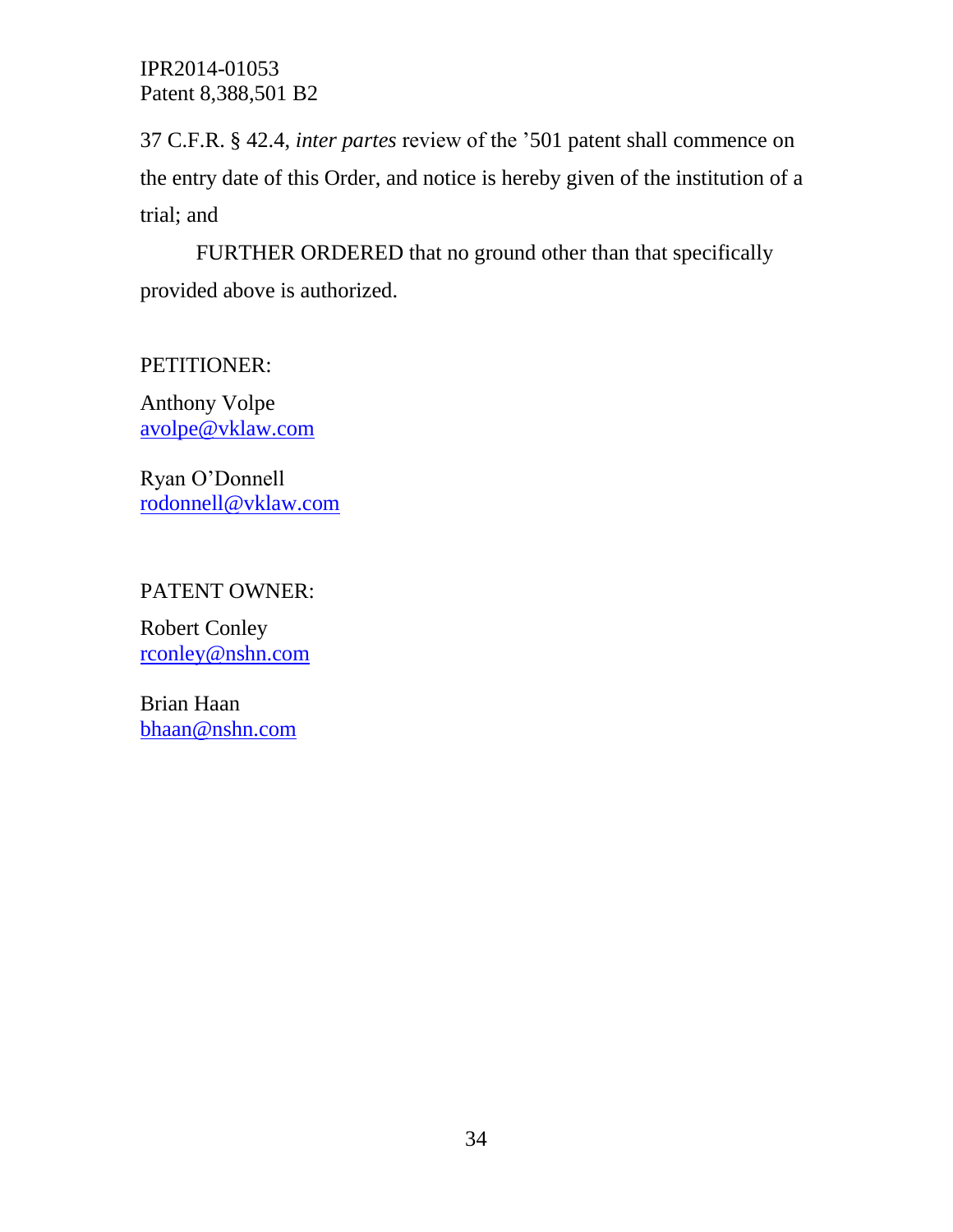37 C.F.R. § 42.4, *inter partes* review of the '501 patent shall commence on the entry date of this Order, and notice is hereby given of the institution of a trial; and

FURTHER ORDERED that no ground other than that specifically provided above is authorized.

PETITIONER:

Anthony Volpe
avolpe@vklaw.com

Ryan O'Donnell
rodonnell@vklaw.com

PATENT OWNER:

Robert Conley
rconley@nshn.com

Brian Haan
bhaan@nshn.com